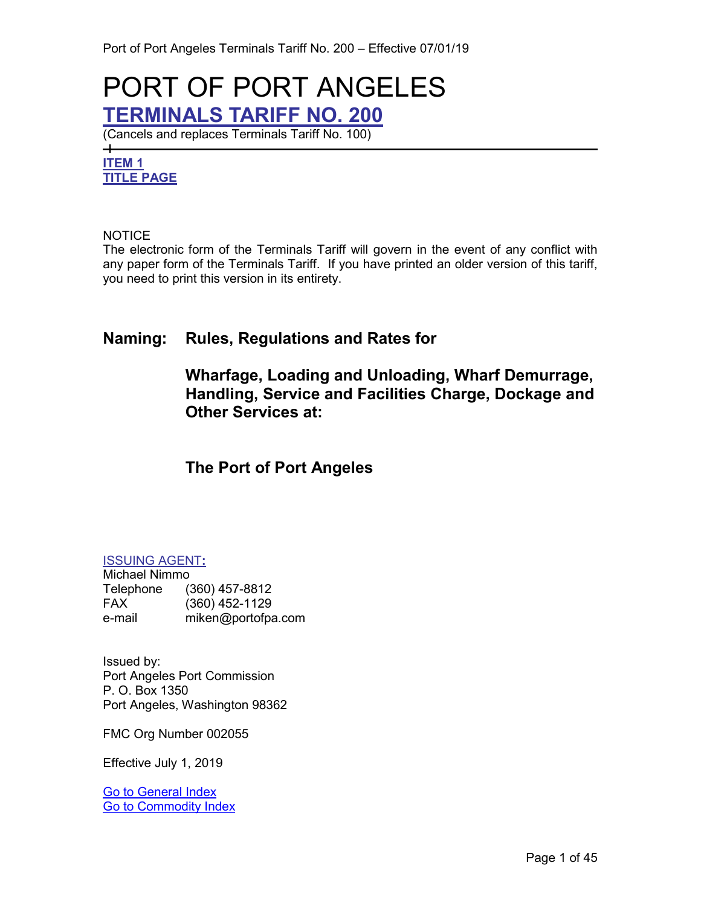# PORT OF PORT ANGELES

## TERMINALS TARIFF NO. 200

(Cancels and replaces Terminals Tariff No. 100)

---

**ITEM 1**
**TITLE PAGE**

NOTICE
The electronic form of the Terminals Tariff will govern in the event of any conflict with any paper form of the Terminals Tariff. If you have printed an older version of this tariff, you need to print this version in its entirety.

**Naming: Rules, Regulations and Rates for**

**Wharfage, Loading and Unloading, Wharf Demurrage, Handling, Service and Facilities Charge, Dockage and Other Services at:**

**The Port of Port Angeles**

ISSUING AGENT:
Michael Nimmo
Telephone (360) 457-8812
FAX (360) 452-1129
e-mail miken@portofpa.com

Issued by:
Port Angeles Port Commission
P. O. Box 1350
Port Angeles, Washington 98362

FMC Org Number 002055

Effective July 1, 2019

Go to General Index
Go to Commodity Index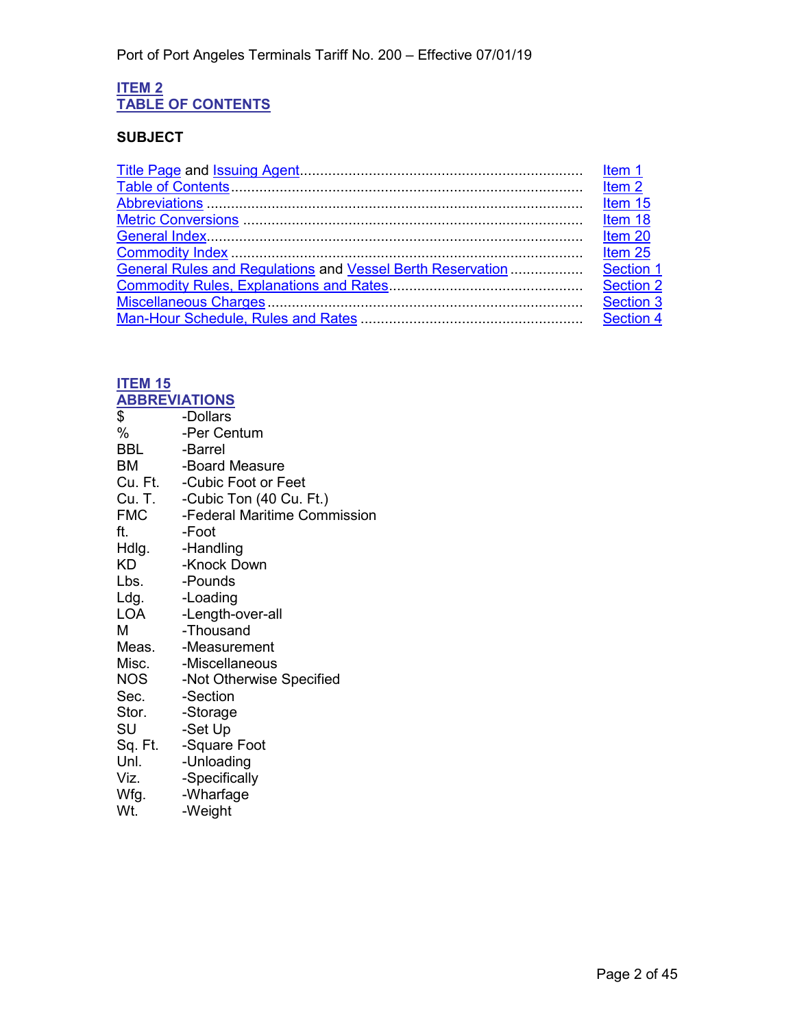## ITEM 2
## TABLE OF CONTENTS

**SUBJECT**

| | |
|---|---|
| Title Page and Issuing Agent | Item 1 |
| Table of Contents | Item 2 |
| Abbreviations | Item 15 |
| Metric Conversions | Item 18 |
| General Index | Item 20 |
| Commodity Index | Item 25 |
| General Rules and Regulations and Vessel Berth Reservation | Section 1 |
| Commodity Rules, Explanations and Rates | Section 2 |
| Miscellaneous Charges | Section 3 |
| Man-Hour Schedule, Rules and Rates | Section 4 |

## ITEM 15
## ABBREVIATIONS

| | |
|---|---|
| $ | -Dollars |
| % | -Per Centum |
| BBL | -Barrel |
| BM | -Board Measure |
| Cu. Ft. | -Cubic Foot or Feet |
| Cu. T. | -Cubic Ton (40 Cu. Ft.) |
| FMC | -Federal Maritime Commission |
| ft. | -Foot |
| Hdlg. | -Handling |
| KD | -Knock Down |
| Lbs. | -Pounds |
| Ldg. | -Loading |
| LOA | -Length-over-all |
| M | -Thousand |
| Meas. | -Measurement |
| Misc. | -Miscellaneous |
| NOS | -Not Otherwise Specified |
| Sec. | -Section |
| Stor. | -Storage |
| SU | -Set Up |
| Sq. Ft. | -Square Foot |
| Unl. | -Unloading |
| Viz. | -Specifically |
| Wfg. | -Wharfage |
| Wt. | -Weight |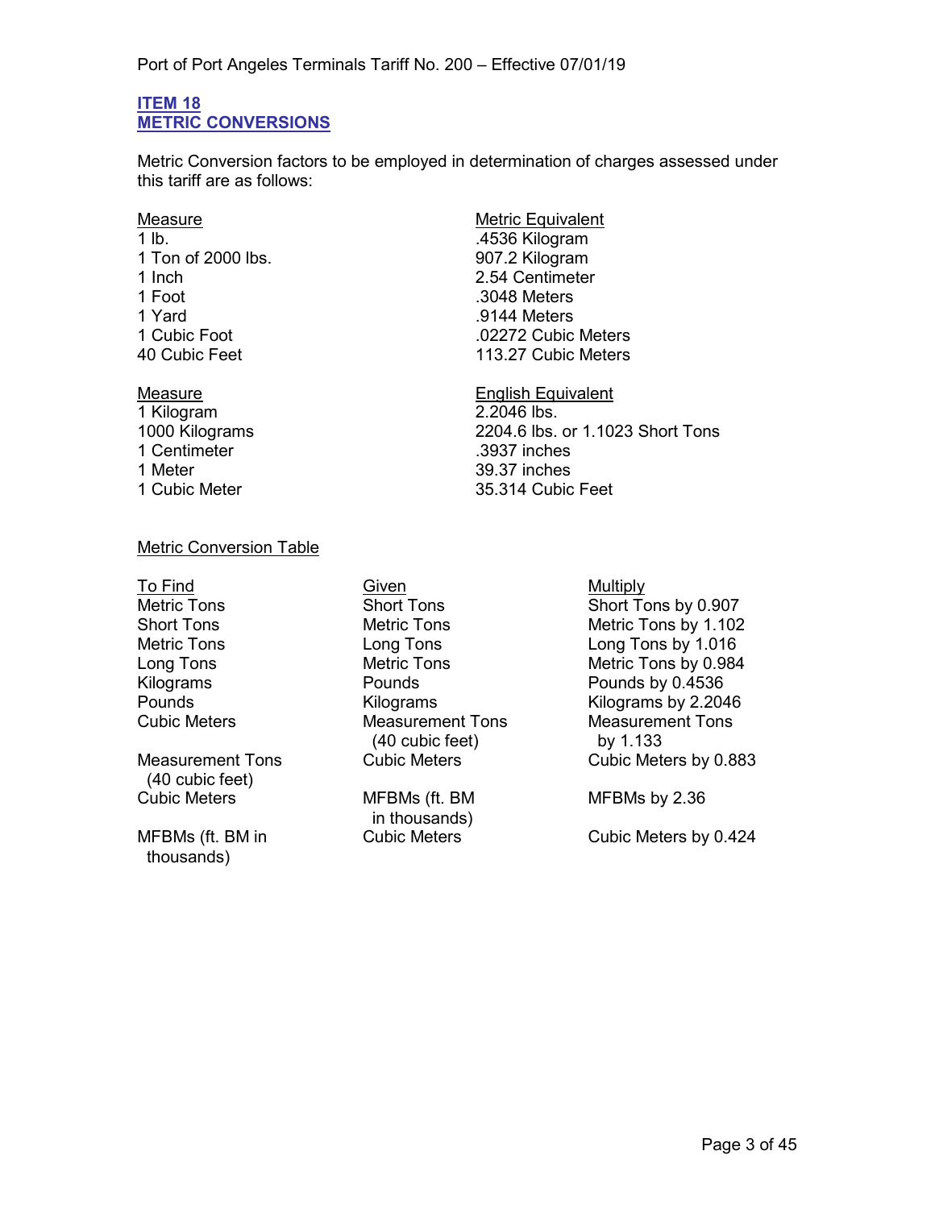## ITEM 18
## METRIC CONVERSIONS

Metric Conversion factors to be employed in determination of charges assessed under this tariff are as follows:

| Measure | Metric Equivalent |
|---|---|
| 1 lb. | .4536 Kilogram |
| 1 Ton of 2000 lbs. | 907.2 Kilogram |
| 1 Inch | 2.54 Centimeter |
| 1 Foot | .3048 Meters |
| 1 Yard | .9144 Meters |
| 1 Cubic Foot | .02272 Cubic Meters |
| 40 Cubic Feet | 113.27 Cubic Meters |

| Measure | English Equivalent |
|---|---|
| 1 Kilogram | 2.2046 lbs. |
| 1000 Kilograms | 2204.6 lbs. or 1.1023 Short Tons |
| 1 Centimeter | .3937 inches |
| 1 Meter | 39.37 inches |
| 1 Cubic Meter | 35.314 Cubic Feet |

Metric Conversion Table

| To Find | Given | Multiply |
|---|---|---|
| Metric Tons | Short Tons | Short Tons by 0.907 |
| Short Tons | Metric Tons | Metric Tons by 1.102 |
| Metric Tons | Long Tons | Long Tons by 1.016 |
| Long Tons | Metric Tons | Metric Tons by 0.984 |
| Kilograms | Pounds | Pounds by 0.4536 |
| Pounds | Kilograms | Kilograms by 2.2046 |
| Cubic Meters | Measurement Tons (40 cubic feet) | Measurement Tons by 1.133 |
| Measurement Tons (40 cubic feet) | Cubic Meters | Cubic Meters by 0.883 |
| Cubic Meters | MFBMs (ft. BM in thousands) | MFBMs by 2.36 |
| MFBMs (ft. BM in thousands) | Cubic Meters | Cubic Meters by 0.424 |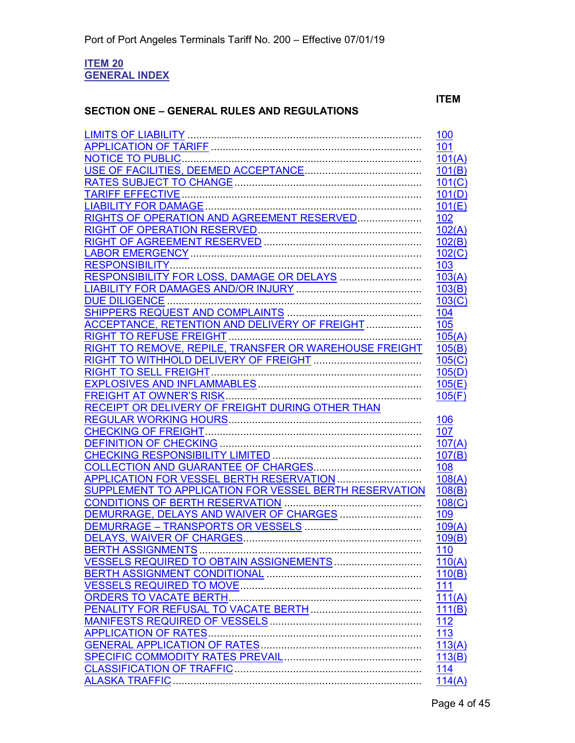**ITEM 20**
**GENERAL INDEX**

| SECTION ONE – GENERAL RULES AND REGULATIONS | ITEM |
|---|---|
| LIMITS OF LIABILITY | 100 |
| APPLICATION OF TARIFF | 101 |
| NOTICE TO PUBLIC | 101(A) |
| USE OF FACILITIES, DEEMED ACCEPTANCE | 101(B) |
| RATES SUBJECT TO CHANGE | 101(C) |
| TARIFF EFFECTIVE | 101(D) |
| LIABILITY FOR DAMAGE | 101(E) |
| RIGHTS OF OPERATION AND AGREEMENT RESERVED | 102 |
| RIGHT OF OPERATION RESERVED | 102(A) |
| RIGHT OF AGREEMENT RESERVED | 102(B) |
| LABOR EMERGENCY | 102(C) |
| RESPONSIBILITY | 103 |
| RESPONSIBILITY FOR LOSS, DAMAGE OR DELAYS | 103(A) |
| LIABILITY FOR DAMAGES AND/OR INJURY | 103(B) |
| DUE DILIGENCE | 103(C) |
| SHIPPERS REQUEST AND COMPLAINTS | 104 |
| ACCEPTANCE, RETENTION AND DELIVERY OF FREIGHT | 105 |
| RIGHT TO REFUSE FREIGHT | 105(A) |
| RIGHT TO REMOVE, REPILE, TRANSFER OR WAREHOUSE FREIGHT | 105(B) |
| RIGHT TO WITHHOLD DELIVERY OF FREIGHT | 105(C) |
| RIGHT TO SELL FREIGHT | 105(D) |
| EXPLOSIVES AND INFLAMMABLES | 105(E) |
| FREIGHT AT OWNER'S RISK | 105(F) |
| RECEIPT OR DELIVERY OF FREIGHT DURING OTHER THAN REGULAR WORKING HOURS | 106 |
| CHECKING OF FREIGHT | 107 |
| DEFINITION OF CHECKING | 107(A) |
| CHECKING RESPONSIBILITY LIMITED | 107(B) |
| COLLECTION AND GUARANTEE OF CHARGES | 108 |
| APPLICATION FOR VESSEL BERTH RESERVATION | 108(A) |
| SUPPLEMENT TO APPLICATION FOR VESSEL BERTH RESERVATION | 108(B) |
| CONDITIONS OF BERTH RESERVATION | 108(C) |
| DEMURRAGE, DELAYS AND WAIVER OF CHARGES | 109 |
| DEMURRAGE – TRANSPORTS OR VESSELS | 109(A) |
| DELAYS, WAIVER OF CHARGES | 109(B) |
| BERTH ASSIGNMENTS | 110 |
| VESSELS REQUIRED TO OBTAIN ASSIGNEMENTS | 110(A) |
| BERTH ASSIGNMENT CONDITIONAL | 110(B) |
| VESSELS REQUIRED TO MOVE | 111 |
| ORDERS TO VACATE BERTH | 111(A) |
| PENALITY FOR REFUSAL TO VACATE BERTH | 111(B) |
| MANIFESTS REQUIRED OF VESSELS | 112 |
| APPLICATION OF RATES | 113 |
| GENERAL APPLICATION OF RATES | 113(A) |
| SPECIFIC COMMODITY RATES PREVAIL | 113(B) |
| CLASSIFICATION OF TRAFFIC | 114 |
| ALASKA TRAFFIC | 114(A) |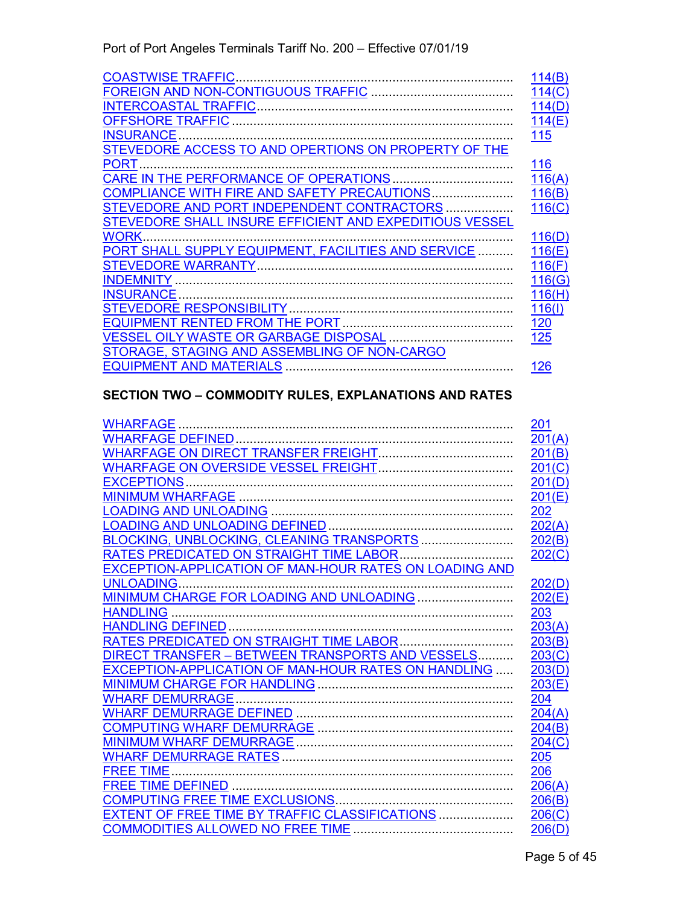| | |
|---|---|
| COASTWISE TRAFFIC | 114(B) |
| FOREIGN AND NON-CONTIGUOUS TRAFFIC | 114(C) |
| INTERCOASTAL TRAFFIC | 114(D) |
| OFFSHORE TRAFFIC | 114(E) |
| INSURANCE | 115 |
| STEVEDORE ACCESS TO AND OPERTIONS ON PROPERTY OF THE PORT | 116 |
| CARE IN THE PERFORMANCE OF OPERATIONS | 116(A) |
| COMPLIANCE WITH FIRE AND SAFETY PRECAUTIONS | 116(B) |
| STEVEDORE AND PORT INDEPENDENT CONTRACTORS | 116(C) |
| STEVEDORE SHALL INSURE EFFICIENT AND EXPEDITIOUS VESSEL WORK | 116(D) |
| PORT SHALL SUPPLY EQUIPMENT, FACILITIES AND SERVICE | 116(E) |
| STEVEDORE WARRANTY | 116(F) |
| INDEMNITY | 116(G) |
| INSURANCE | 116(H) |
| STEVEDORE RESPONSIBILITY | 116(I) |
| EQUIPMENT RENTED FROM THE PORT | 120 |
| VESSEL OILY WASTE OR GARBAGE DISPOSAL | 125 |
| STORAGE, STAGING AND ASSEMBLING OF NON-CARGO EQUIPMENT AND MATERIALS | 126 |

**SECTION TWO – COMMODITY RULES, EXPLANATIONS AND RATES**

| | |
|---|---|
| WHARFAGE | 201 |
| WHARFAGE DEFINED | 201(A) |
| WHARFAGE ON DIRECT TRANSFER FREIGHT | 201(B) |
| WHARFAGE ON OVERSIDE VESSEL FREIGHT | 201(C) |
| EXCEPTIONS | 201(D) |
| MINIMUM WHARFAGE | 201(E) |
| LOADING AND UNLOADING | 202 |
| LOADING AND UNLOADING DEFINED | 202(A) |
| BLOCKING, UNBLOCKING, CLEANING TRANSPORTS | 202(B) |
| RATES PREDICATED ON STRAIGHT TIME LABOR | 202(C) |
| EXCEPTION-APPLICATION OF MAN-HOUR RATES ON LOADING AND UNLOADING | 202(D) |
| MINIMUM CHARGE FOR LOADING AND UNLOADING | 202(E) |
| HANDLING | 203 |
| HANDLING DEFINED | 203(A) |
| RATES PREDICATED ON STRAIGHT TIME LABOR | 203(B) |
| DIRECT TRANSFER – BETWEEN TRANSPORTS AND VESSELS | 203(C) |
| EXCEPTION-APPLICATION OF MAN-HOUR RATES ON HANDLING | 203(D) |
| MINIMUM CHARGE FOR HANDLING | 203(E) |
| WHARF DEMURRAGE | 204 |
| WHARF DEMURRAGE DEFINED | 204(A) |
| COMPUTING WHARF DEMURRAGE | 204(B) |
| MINIMUM WHARF DEMURRAGE | 204(C) |
| WHARF DEMURRAGE RATES | 205 |
| FREE TIME | 206 |
| FREE TIME DEFINED | 206(A) |
| COMPUTING FREE TIME EXCLUSIONS | 206(B) |
| EXTENT OF FREE TIME BY TRAFFIC CLASSIFICATIONS | 206(C) |
| COMMODITIES ALLOWED NO FREE TIME | 206(D) |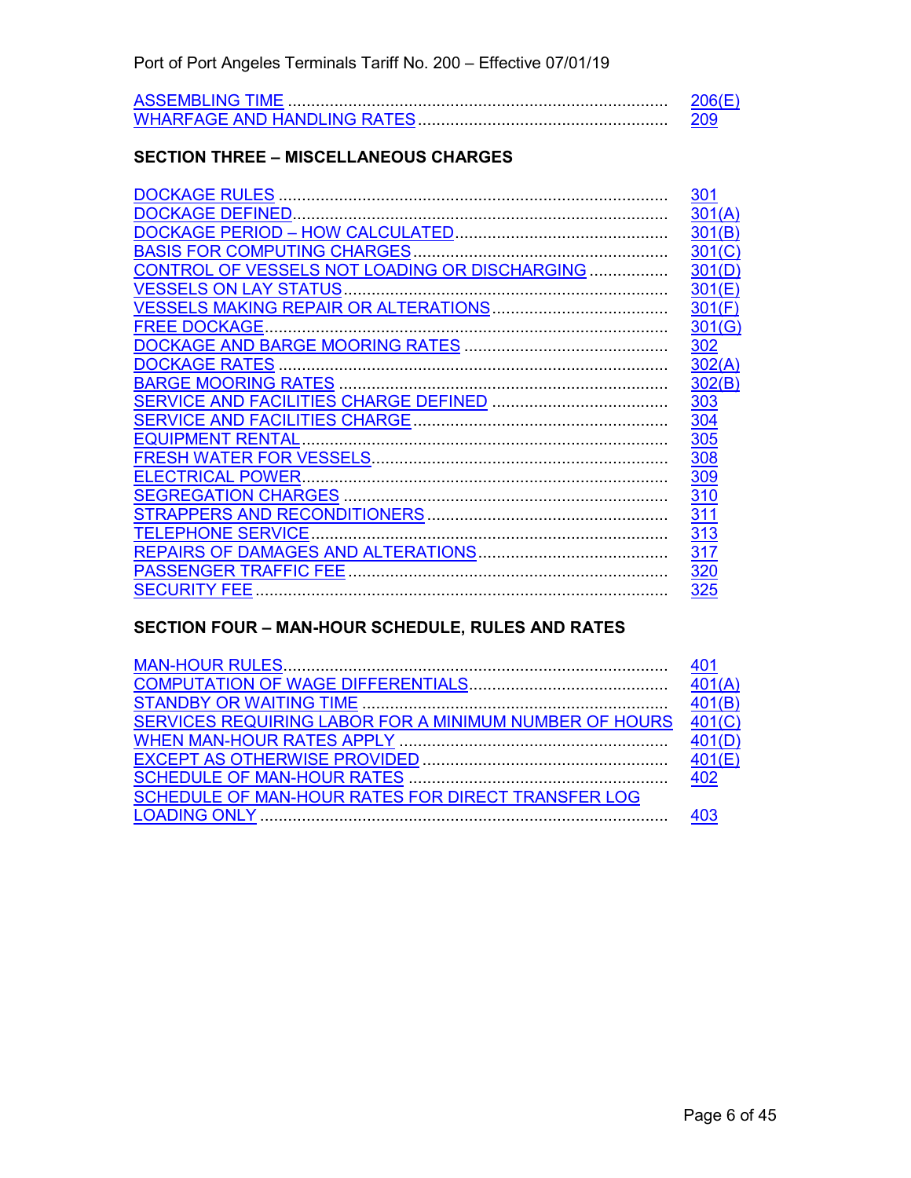| | |
|---|---|
| ASSEMBLING TIME | 206(E) |
| WHARFAGE AND HANDLING RATES | 209 |

**SECTION THREE – MISCELLANEOUS CHARGES**

| | |
|---|---|
| DOCKAGE RULES | 301 |
| DOCKAGE DEFINED | 301(A) |
| DOCKAGE PERIOD – HOW CALCULATED | 301(B) |
| BASIS FOR COMPUTING CHARGES | 301(C) |
| CONTROL OF VESSELS NOT LOADING OR DISCHARGING | 301(D) |
| VESSELS ON LAY STATUS | 301(E) |
| VESSELS MAKING REPAIR OR ALTERATIONS | 301(F) |
| FREE DOCKAGE | 301(G) |
| DOCKAGE AND BARGE MOORING RATES | 302 |
| DOCKAGE RATES | 302(A) |
| BARGE MOORING RATES | 302(B) |
| SERVICE AND FACILITIES CHARGE DEFINED | 303 |
| SERVICE AND FACILITIES CHARGE | 304 |
| EQUIPMENT RENTAL | 305 |
| FRESH WATER FOR VESSELS | 308 |
| ELECTRICAL POWER | 309 |
| SEGREGATION CHARGES | 310 |
| STRAPPERS AND RECONDITIONERS | 311 |
| TELEPHONE SERVICE | 313 |
| REPAIRS OF DAMAGES AND ALTERATIONS | 317 |
| PASSENGER TRAFFIC FEE | 320 |
| SECURITY FEE | 325 |

**SECTION FOUR – MAN-HOUR SCHEDULE, RULES AND RATES**

| | |
|---|---|
| MAN-HOUR RULES | 401 |
| COMPUTATION OF WAGE DIFFERENTIALS | 401(A) |
| STANDBY OR WAITING TIME | 401(B) |
| SERVICES REQUIRING LABOR FOR A MINIMUM NUMBER OF HOURS | 401(C) |
| WHEN MAN-HOUR RATES APPLY | 401(D) |
| EXCEPT AS OTHERWISE PROVIDED | 401(E) |
| SCHEDULE OF MAN-HOUR RATES | 402 |
| SCHEDULE OF MAN-HOUR RATES FOR DIRECT TRANSFER LOG LOADING ONLY | 403 |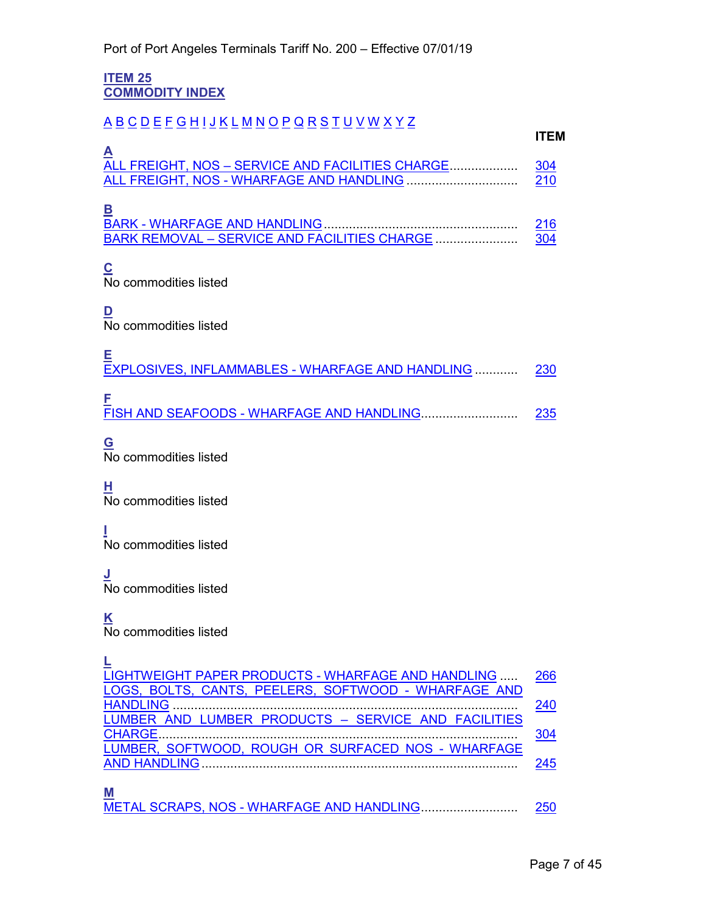## ITEM 25
## COMMODITY INDEX

A B C D E F G H I J K L M N O P Q R S T U V W X Y Z

| | ITEM |
|---|---|
| **A** | |
| ALL FREIGHT, NOS – SERVICE AND FACILITIES CHARGE | 304 |
| ALL FREIGHT, NOS - WHARFAGE AND HANDLING | 210 |
| **B** | |
| BARK - WHARFAGE AND HANDLING | 216 |
| BARK REMOVAL – SERVICE AND FACILITIES CHARGE | 304 |
| **C** | |
| No commodities listed | |
| **D** | |
| No commodities listed | |
| **E** | |
| EXPLOSIVES, INFLAMMABLES - WHARFAGE AND HANDLING | 230 |
| **F** | |
| FISH AND SEAFOODS - WHARFAGE AND HANDLING | 235 |
| **G** | |
| No commodities listed | |
| **H** | |
| No commodities listed | |
| **I** | |
| No commodities listed | |
| **J** | |
| No commodities listed | |
| **K** | |
| No commodities listed | |
| **L** | |
| LIGHTWEIGHT PAPER PRODUCTS - WHARFAGE AND HANDLING | 266 |
| LOGS, BOLTS, CANTS, PEELERS, SOFTWOOD - WHARFAGE AND HANDLING | 240 |
| LUMBER AND LUMBER PRODUCTS – SERVICE AND FACILITIES CHARGE | 304 |
| LUMBER, SOFTWOOD, ROUGH OR SURFACED NOS - WHARFAGE AND HANDLING | 245 |
| **M** | |
| METAL SCRAPS, NOS - WHARFAGE AND HANDLING | 250 |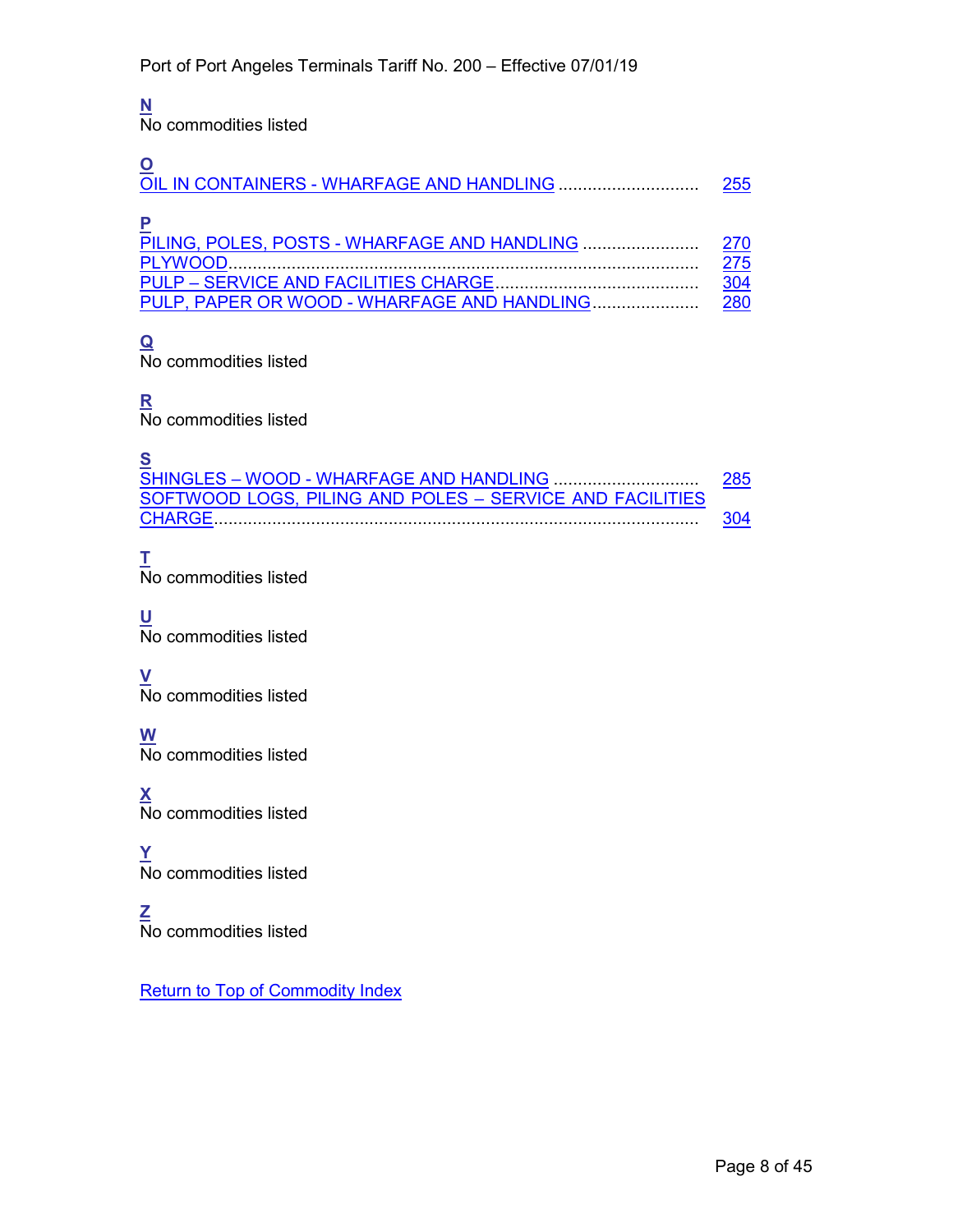**N**
No commodities listed

**O**
OIL IN CONTAINERS - WHARFAGE AND HANDLING ............................ 255

**P**
PILING, POLES, POSTS - WHARFAGE AND HANDLING ........................ 270
PLYWOOD................................................................................................ 275
PULP – SERVICE AND FACILITIES CHARGE.......................................... 304
PULP, PAPER OR WOOD - WHARFAGE AND HANDLING...................... 280

**Q**
No commodities listed

**R**
No commodities listed

**S**
SHINGLES – WOOD - WHARFAGE AND HANDLING ............................. 285
SOFTWOOD LOGS, PILING AND POLES – SERVICE AND FACILITIES CHARGE................................................................................................... 304

**T**
No commodities listed

**U**
No commodities listed

**V**
No commodities listed

**W**
No commodities listed

**X**
No commodities listed

**Y**
No commodities listed

**Z**
No commodities listed

Return to Top of Commodity Index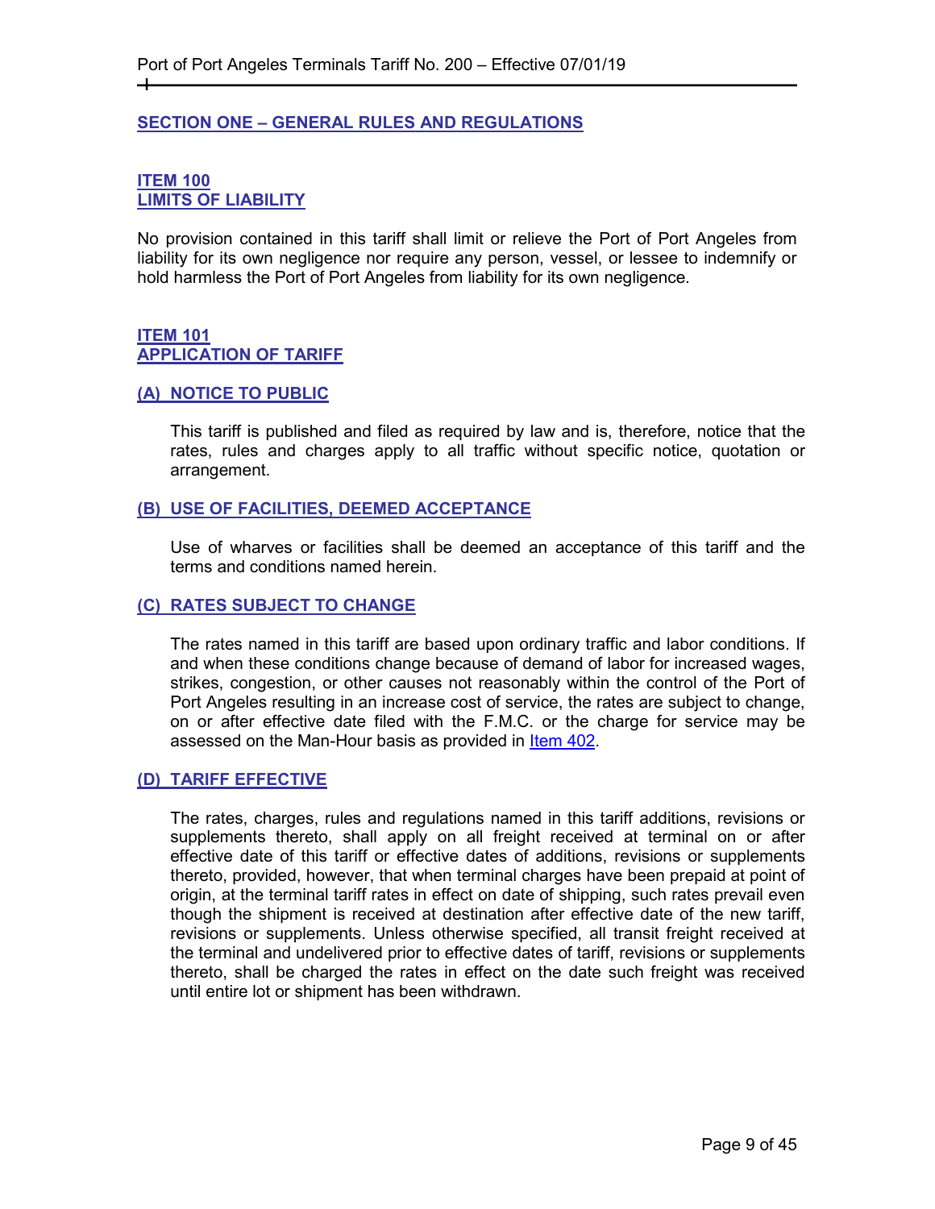## SECTION ONE – GENERAL RULES AND REGULATIONS

### ITEM 100
### LIMITS OF LIABILITY

No provision contained in this tariff shall limit or relieve the Port of Port Angeles from liability for its own negligence nor require any person, vessel, or lessee to indemnify or hold harmless the Port of Port Angeles from liability for its own negligence.

### ITEM 101
### APPLICATION OF TARIFF

#### (A) NOTICE TO PUBLIC

This tariff is published and filed as required by law and is, therefore, notice that the rates, rules and charges apply to all traffic without specific notice, quotation or arrangement.

#### (B) USE OF FACILITIES, DEEMED ACCEPTANCE

Use of wharves or facilities shall be deemed an acceptance of this tariff and the terms and conditions named herein.

#### (C) RATES SUBJECT TO CHANGE

The rates named in this tariff are based upon ordinary traffic and labor conditions. If and when these conditions change because of demand of labor for increased wages, strikes, congestion, or other causes not reasonably within the control of the Port of Port Angeles resulting in an increase cost of service, the rates are subject to change, on or after effective date filed with the F.M.C. or the charge for service may be assessed on the Man-Hour basis as provided in Item 402.

#### (D) TARIFF EFFECTIVE

The rates, charges, rules and regulations named in this tariff additions, revisions or supplements thereto, shall apply on all freight received at terminal on or after effective date of this tariff or effective dates of additions, revisions or supplements thereto, provided, however, that when terminal charges have been prepaid at point of origin, at the terminal tariff rates in effect on date of shipping, such rates prevail even though the shipment is received at destination after effective date of the new tariff, revisions or supplements. Unless otherwise specified, all transit freight received at the terminal and undelivered prior to effective dates of tariff, revisions or supplements thereto, shall be charged the rates in effect on the date such freight was received until entire lot or shipment has been withdrawn.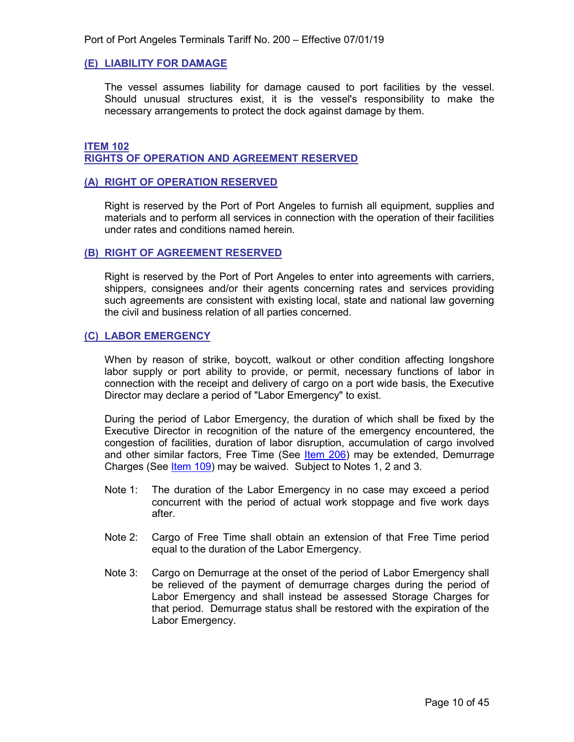### (E) LIABILITY FOR DAMAGE

The vessel assumes liability for damage caused to port facilities by the vessel. Should unusual structures exist, it is the vessel's responsibility to make the necessary arrangements to protect the dock against damage by them.

## ITEM 102
## RIGHTS OF OPERATION AND AGREEMENT RESERVED

### (A) RIGHT OF OPERATION RESERVED

Right is reserved by the Port of Port Angeles to furnish all equipment, supplies and materials and to perform all services in connection with the operation of their facilities under rates and conditions named herein.

### (B) RIGHT OF AGREEMENT RESERVED

Right is reserved by the Port of Port Angeles to enter into agreements with carriers, shippers, consignees and/or their agents concerning rates and services providing such agreements are consistent with existing local, state and national law governing the civil and business relation of all parties concerned.

### (C) LABOR EMERGENCY

When by reason of strike, boycott, walkout or other condition affecting longshore labor supply or port ability to provide, or permit, necessary functions of labor in connection with the receipt and delivery of cargo on a port wide basis, the Executive Director may declare a period of "Labor Emergency" to exist.

During the period of Labor Emergency, the duration of which shall be fixed by the Executive Director in recognition of the nature of the emergency encountered, the congestion of facilities, duration of labor disruption, accumulation of cargo involved and other similar factors, Free Time (See Item 206) may be extended, Demurrage Charges (See Item 109) may be waived. Subject to Notes 1, 2 and 3.

Note 1: The duration of the Labor Emergency in no case may exceed a period concurrent with the period of actual work stoppage and five work days after.

Note 2: Cargo of Free Time shall obtain an extension of that Free Time period equal to the duration of the Labor Emergency.

Note 3: Cargo on Demurrage at the onset of the period of Labor Emergency shall be relieved of the payment of demurrage charges during the period of Labor Emergency and shall instead be assessed Storage Charges for that period. Demurrage status shall be restored with the expiration of the Labor Emergency.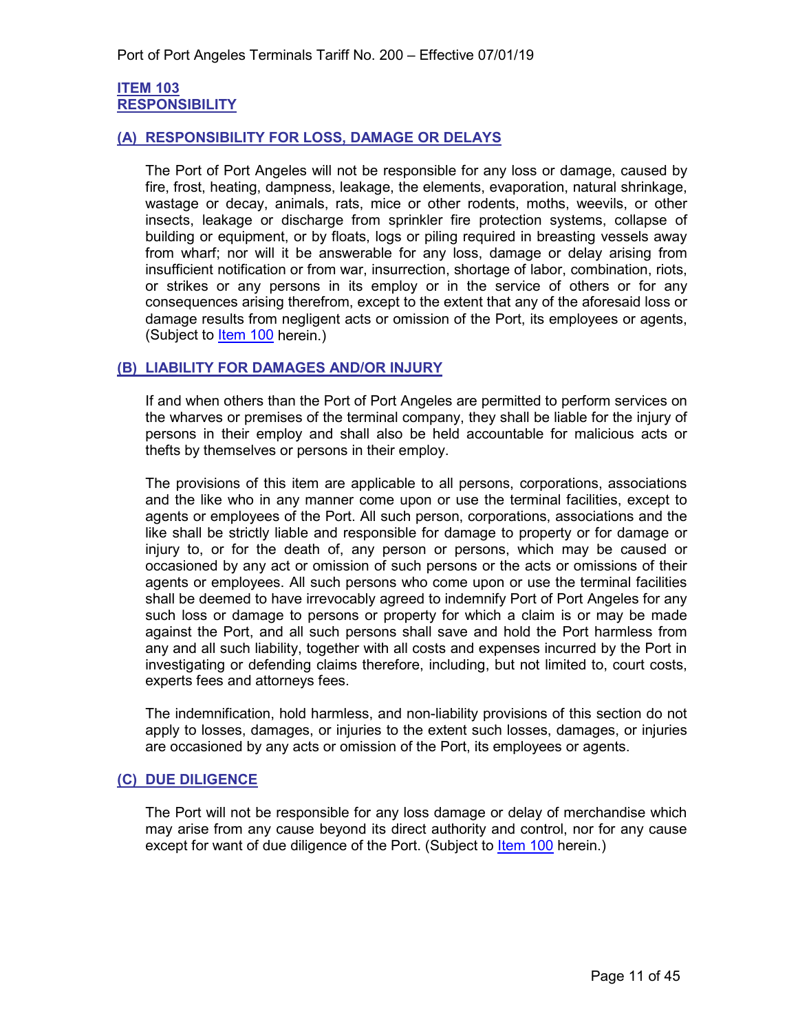## ITEM 103
## RESPONSIBILITY

### (A) RESPONSIBILITY FOR LOSS, DAMAGE OR DELAYS

The Port of Port Angeles will not be responsible for any loss or damage, caused by fire, frost, heating, dampness, leakage, the elements, evaporation, natural shrinkage, wastage or decay, animals, rats, mice or other rodents, moths, weevils, or other insects, leakage or discharge from sprinkler fire protection systems, collapse of building or equipment, or by floats, logs or piling required in breasting vessels away from wharf; nor will it be answerable for any loss, damage or delay arising from insufficient notification or from war, insurrection, shortage of labor, combination, riots, or strikes or any persons in its employ or in the service of others or for any consequences arising therefrom, except to the extent that any of the aforesaid loss or damage results from negligent acts or omission of the Port, its employees or agents, (Subject to Item 100 herein.)

### (B) LIABILITY FOR DAMAGES AND/OR INJURY

If and when others than the Port of Port Angeles are permitted to perform services on the wharves or premises of the terminal company, they shall be liable for the injury of persons in their employ and shall also be held accountable for malicious acts or thefts by themselves or persons in their employ.

The provisions of this item are applicable to all persons, corporations, associations and the like who in any manner come upon or use the terminal facilities, except to agents or employees of the Port. All such person, corporations, associations and the like shall be strictly liable and responsible for damage to property or for damage or injury to, or for the death of, any person or persons, which may be caused or occasioned by any act or omission of such persons or the acts or omissions of their agents or employees. All such persons who come upon or use the terminal facilities shall be deemed to have irrevocably agreed to indemnify Port of Port Angeles for any such loss or damage to persons or property for which a claim is or may be made against the Port, and all such persons shall save and hold the Port harmless from any and all such liability, together with all costs and expenses incurred by the Port in investigating or defending claims therefore, including, but not limited to, court costs, experts fees and attorneys fees.

The indemnification, hold harmless, and non-liability provisions of this section do not apply to losses, damages, or injuries to the extent such losses, damages, or injuries are occasioned by any acts or omission of the Port, its employees or agents.

### (C) DUE DILIGENCE

The Port will not be responsible for any loss damage or delay of merchandise which may arise from any cause beyond its direct authority and control, nor for any cause except for want of due diligence of the Port. (Subject to Item 100 herein.)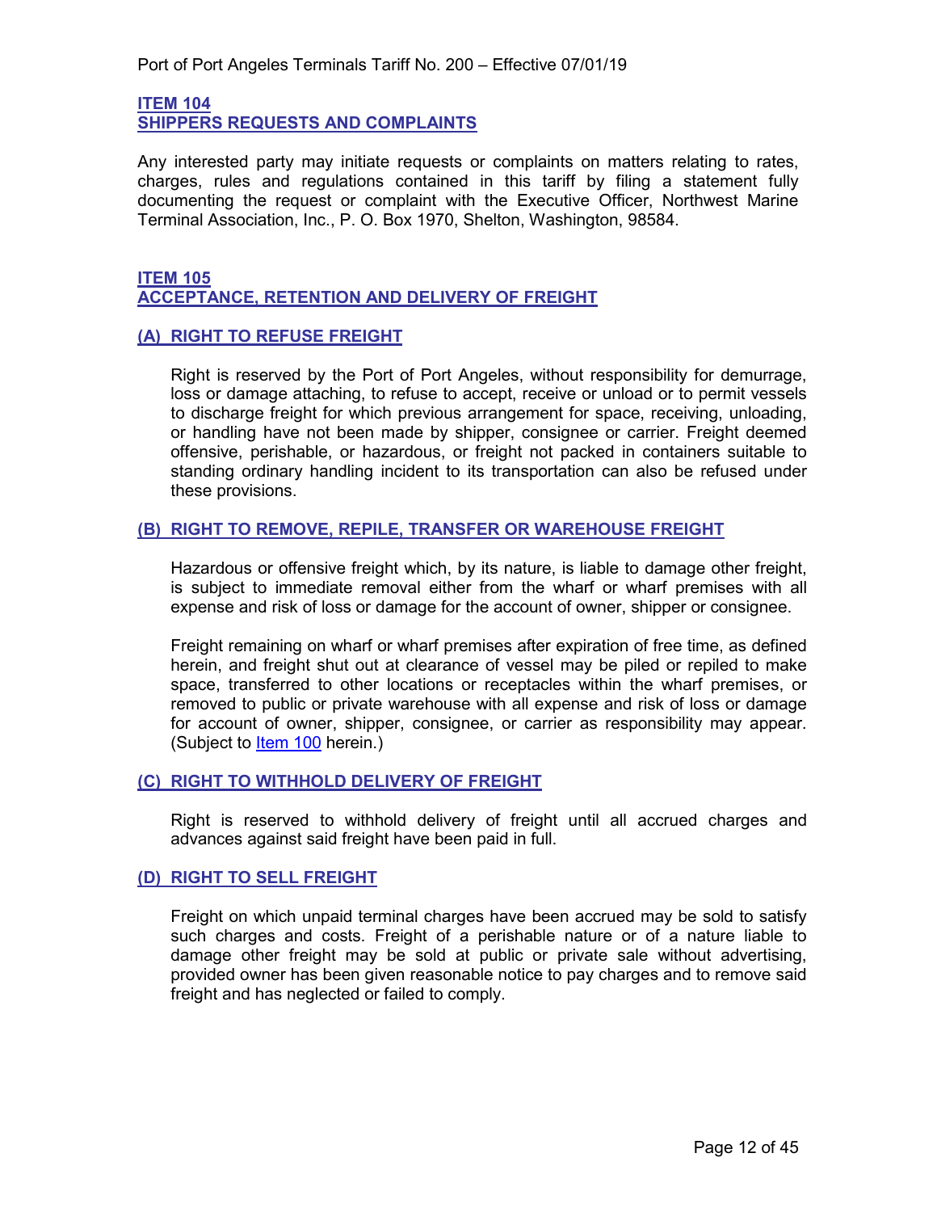## ITEM 104
## SHIPPERS REQUESTS AND COMPLAINTS

Any interested party may initiate requests or complaints on matters relating to rates, charges, rules and regulations contained in this tariff by filing a statement fully documenting the request or complaint with the Executive Officer, Northwest Marine Terminal Association, Inc., P. O. Box 1970, Shelton, Washington, 98584.

## ITEM 105
## ACCEPTANCE, RETENTION AND DELIVERY OF FREIGHT

### (A) RIGHT TO REFUSE FREIGHT

Right is reserved by the Port of Port Angeles, without responsibility for demurrage, loss or damage attaching, to refuse to accept, receive or unload or to permit vessels to discharge freight for which previous arrangement for space, receiving, unloading, or handling have not been made by shipper, consignee or carrier. Freight deemed offensive, perishable, or hazardous, or freight not packed in containers suitable to standing ordinary handling incident to its transportation can also be refused under these provisions.

### (B) RIGHT TO REMOVE, REPILE, TRANSFER OR WAREHOUSE FREIGHT

Hazardous or offensive freight which, by its nature, is liable to damage other freight, is subject to immediate removal either from the wharf or wharf premises with all expense and risk of loss or damage for the account of owner, shipper or consignee.

Freight remaining on wharf or wharf premises after expiration of free time, as defined herein, and freight shut out at clearance of vessel may be piled or repiled to make space, transferred to other locations or receptacles within the wharf premises, or removed to public or private warehouse with all expense and risk of loss or damage for account of owner, shipper, consignee, or carrier as responsibility may appear. (Subject to Item 100 herein.)

### (C) RIGHT TO WITHHOLD DELIVERY OF FREIGHT

Right is reserved to withhold delivery of freight until all accrued charges and advances against said freight have been paid in full.

### (D) RIGHT TO SELL FREIGHT

Freight on which unpaid terminal charges have been accrued may be sold to satisfy such charges and costs. Freight of a perishable nature or of a nature liable to damage other freight may be sold at public or private sale without advertising, provided owner has been given reasonable notice to pay charges and to remove said freight and has neglected or failed to comply.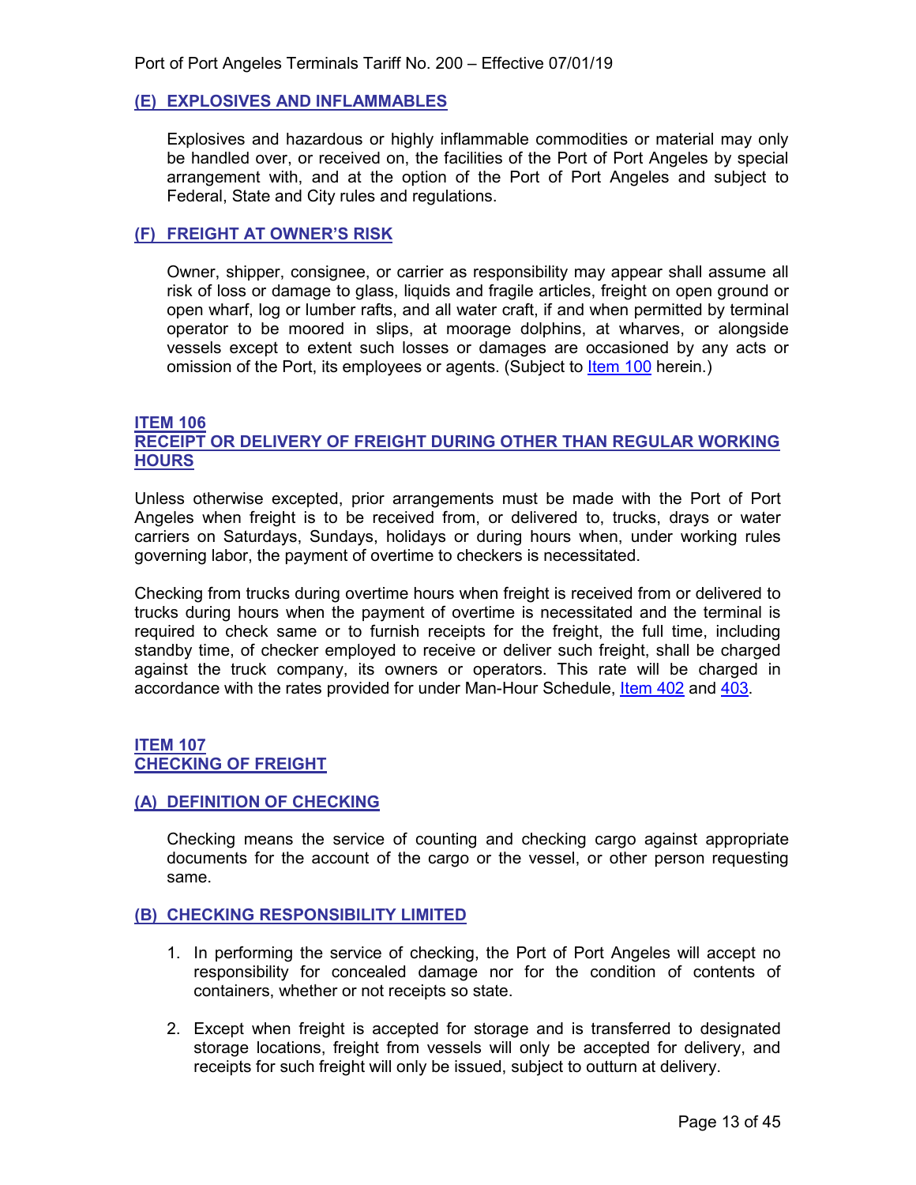### (E) EXPLOSIVES AND INFLAMMABLES

Explosives and hazardous or highly inflammable commodities or material may only be handled over, or received on, the facilities of the Port of Port Angeles by special arrangement with, and at the option of the Port of Port Angeles and subject to Federal, State and City rules and regulations.

### (F) FREIGHT AT OWNER'S RISK

Owner, shipper, consignee, or carrier as responsibility may appear shall assume all risk of loss or damage to glass, liquids and fragile articles, freight on open ground or open wharf, log or lumber rafts, and all water craft, if and when permitted by terminal operator to be moored in slips, at moorage dolphins, at wharves, or alongside vessels except to extent such losses or damages are occasioned by any acts or omission of the Port, its employees or agents. (Subject to Item 100 herein.)

## ITEM 106
## RECEIPT OR DELIVERY OF FREIGHT DURING OTHER THAN REGULAR WORKING HOURS

Unless otherwise excepted, prior arrangements must be made with the Port of Port Angeles when freight is to be received from, or delivered to, trucks, drays or water carriers on Saturdays, Sundays, holidays or during hours when, under working rules governing labor, the payment of overtime to checkers is necessitated.

Checking from trucks during overtime hours when freight is received from or delivered to trucks during hours when the payment of overtime is necessitated and the terminal is required to check same or to furnish receipts for the freight, the full time, including standby time, of checker employed to receive or deliver such freight, shall be charged against the truck company, its owners or operators. This rate will be charged in accordance with the rates provided for under Man-Hour Schedule, Item 402 and 403.

## ITEM 107
## CHECKING OF FREIGHT

### (A) DEFINITION OF CHECKING

Checking means the service of counting and checking cargo against appropriate documents for the account of the cargo or the vessel, or other person requesting same.

### (B) CHECKING RESPONSIBILITY LIMITED

1. In performing the service of checking, the Port of Port Angeles will accept no responsibility for concealed damage nor for the condition of contents of containers, whether or not receipts so state.
2. Except when freight is accepted for storage and is transferred to designated storage locations, freight from vessels will only be accepted for delivery, and receipts for such freight will only be issued, subject to outturn at delivery.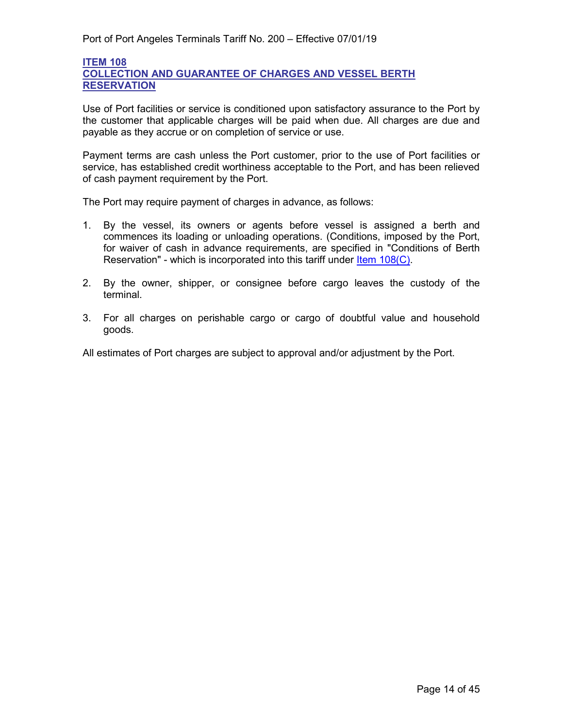## ITEM 108
## COLLECTION AND GUARANTEE OF CHARGES AND VESSEL BERTH RESERVATION

Use of Port facilities or service is conditioned upon satisfactory assurance to the Port by the customer that applicable charges will be paid when due. All charges are due and payable as they accrue or on completion of service or use.

Payment terms are cash unless the Port customer, prior to the use of Port facilities or service, has established credit worthiness acceptable to the Port, and has been relieved of cash payment requirement by the Port.

The Port may require payment of charges in advance, as follows:

1. By the vessel, its owners or agents before vessel is assigned a berth and commences its loading or unloading operations. (Conditions, imposed by the Port, for waiver of cash in advance requirements, are specified in "Conditions of Berth Reservation" - which is incorporated into this tariff under Item 108(C).

2. By the owner, shipper, or consignee before cargo leaves the custody of the terminal.

3. For all charges on perishable cargo or cargo of doubtful value and household goods.

All estimates of Port charges are subject to approval and/or adjustment by the Port.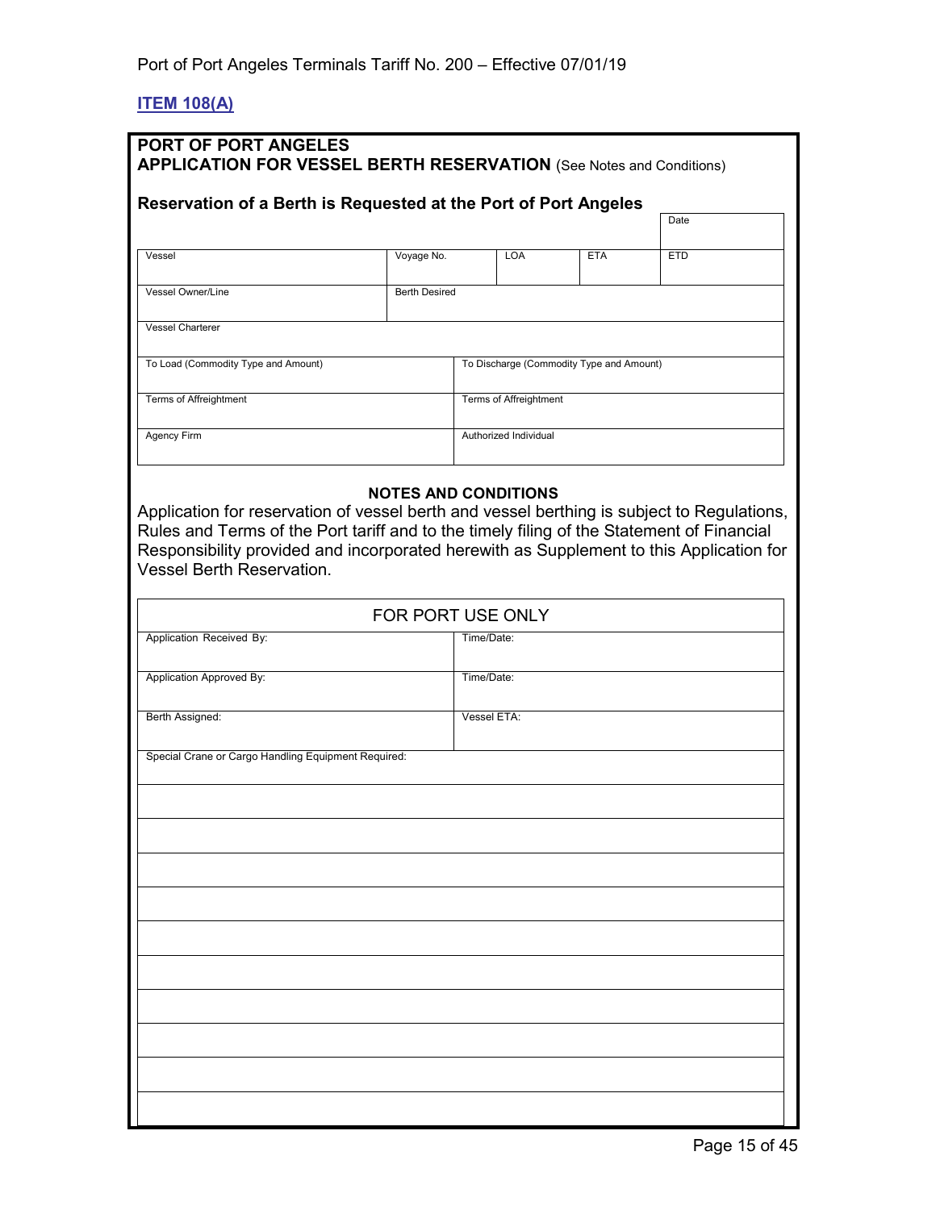**ITEM 108(A)**

## PORT OF PORT ANGELES
## APPLICATION FOR VESSEL BERTH RESERVATION (See Notes and Conditions)

### Reservation of a Berth is Requested at the Port of Port Angeles

| | | | | Date |
|---|---|---|---|---|
| Vessel | Voyage No. | LOA | ETA | ETD |
| Vessel Owner/Line | Berth Desired | | | |
| Vessel Charterer | | | | |

| | |
|---|---|
| To Load (Commodity Type and Amount) | To Discharge (Commodity Type and Amount) |
| Terms of Affreightment | Terms of Affreightment |
| Agency Firm | Authorized Individual |

**NOTES AND CONDITIONS**

Application for reservation of vessel berth and vessel berthing is subject to Regulations, Rules and Terms of the Port tariff and to the timely filing of the Statement of Financial Responsibility provided and incorporated herewith as Supplement to this Application for Vessel Berth Reservation.

| FOR PORT USE ONLY | |
|---|---|
| Application Received By: | Time/Date: |
| Application Approved By: | Time/Date: |
| Berth Assigned: | Vessel ETA: |
| Special Crane or Cargo Handling Equipment Required: | |
| | |
| | |
| | |
| | |
| | |
| | |
| | |
| | |
| | |
| | |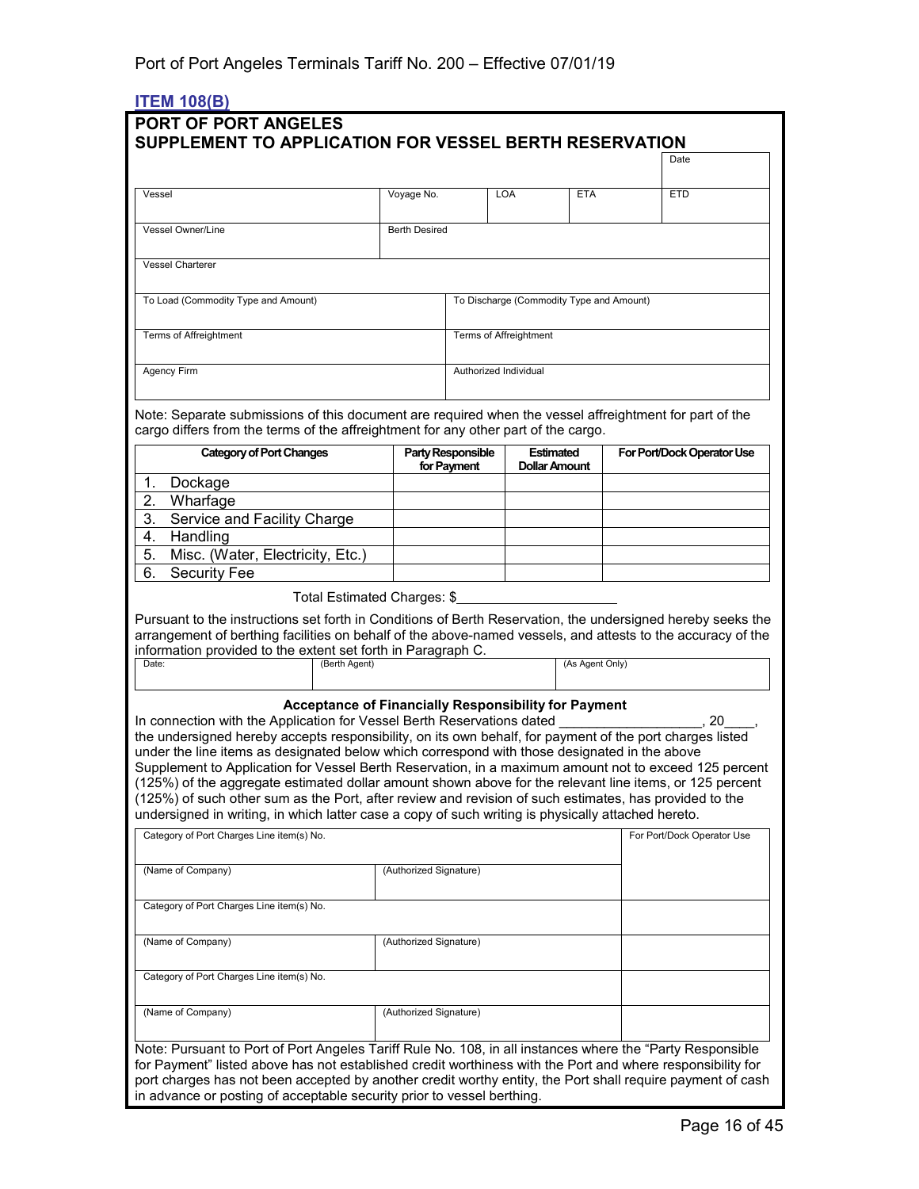## ITEM 108(B)

## PORT OF PORT ANGELES
## SUPPLEMENT TO APPLICATION FOR VESSEL BERTH RESERVATION

| | | | | Date |
|---|---|---|---|---|
| Vessel | Voyage No. | LOA | ETA | ETD |
| Vessel Owner/Line | Berth Desired | | | |
| Vessel Charterer | | | | |
| To Load (Commodity Type and Amount) | | To Discharge (Commodity Type and Amount) | | |
| Terms of Affreightment | | Terms of Affreightment | | |
| Agency Firm | | Authorized Individual | | |

Note: Separate submissions of this document are required when the vessel affreightment for part of the cargo differs from the terms of the affreightment for any other part of the cargo.

| Category of Port Changes | Party Responsible for Payment | Estimated Dollar Amount | For Port/Dock Operator Use |
|---|---|---|---|
| 1. Dockage | | | |
| 2. Wharfage | | | |
| 3. Service and Facility Charge | | | |
| 4. Handling | | | |
| 5. Misc. (Water, Electricity, Etc.) | | | |
| 6. Security Fee | | | |

Total Estimated Charges: $____________________

Pursuant to the instructions set forth in Conditions of Berth Reservation, the undersigned hereby seeks the arrangement of berthing facilities on behalf of the above-named vessels, and attests to the accuracy of the information provided to the extent set forth in Paragraph C.

| Date: | (Berth Agent) | (As Agent Only) |
|---|---|---|

### Acceptance of Financially Responsibility for Payment

In connection with the Application for Vessel Berth Reservations dated __________________, 20____, the undersigned hereby accepts responsibility, on its own behalf, for payment of the port charges listed under the line items as designated below which correspond with those designated in the above Supplement to Application for Vessel Berth Reservation, in a maximum amount not to exceed 125 percent (125%) of the aggregate estimated dollar amount shown above for the relevant line items, or 125 percent (125%) of such other sum as the Port, after review and revision of such estimates, has provided to the undersigned in writing, in which latter case a copy of such writing is physically attached hereto.

| Category of Port Charges Line item(s) No. | | For Port/Dock Operator Use |
|---|---|---|
| (Name of Company) | (Authorized Signature) | |
| Category of Port Charges Line item(s) No. | | |
| (Name of Company) | (Authorized Signature) | |
| Category of Port Charges Line item(s) No. | | |
| (Name of Company) | (Authorized Signature) | |

Note: Pursuant to Port of Port Angeles Tariff Rule No. 108, in all instances where the "Party Responsible for Payment" listed above has not established credit worthiness with the Port and where responsibility for port charges has not been accepted by another credit worthy entity, the Port shall require payment of cash in advance or posting of acceptable security prior to vessel berthing.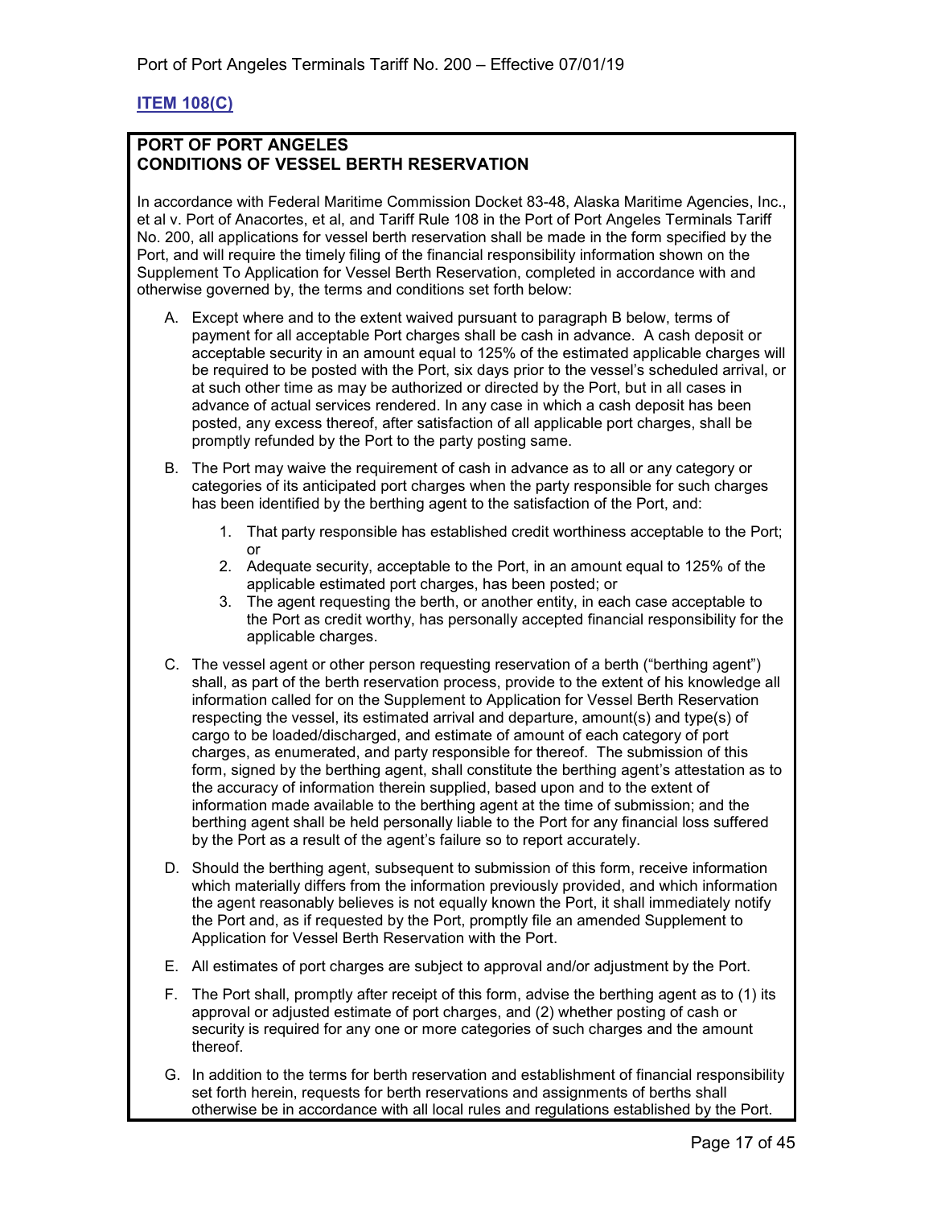## ITEM 108(C)

**PORT OF PORT ANGELES**
**CONDITIONS OF VESSEL BERTH RESERVATION**

In accordance with Federal Maritime Commission Docket 83-48, Alaska Maritime Agencies, Inc., et al v. Port of Anacortes, et al, and Tariff Rule 108 in the Port of Port Angeles Terminals Tariff No. 200, all applications for vessel berth reservation shall be made in the form specified by the Port, and will require the timely filing of the financial responsibility information shown on the Supplement To Application for Vessel Berth Reservation, completed in accordance with and otherwise governed by, the terms and conditions set forth below:

A. Except where and to the extent waived pursuant to paragraph B below, terms of payment for all acceptable Port charges shall be cash in advance. A cash deposit or acceptable security in an amount equal to 125% of the estimated applicable charges will be required to be posted with the Port, six days prior to the vessel's scheduled arrival, or at such other time as may be authorized or directed by the Port, but in all cases in advance of actual services rendered. In any case in which a cash deposit has been posted, any excess thereof, after satisfaction of all applicable port charges, shall be promptly refunded by the Port to the party posting same.

B. The Port may waive the requirement of cash in advance as to all or any category or categories of its anticipated port charges when the party responsible for such charges has been identified by the berthing agent to the satisfaction of the Port, and:

   1. That party responsible has established credit worthiness acceptable to the Port; or
   2. Adequate security, acceptable to the Port, in an amount equal to 125% of the applicable estimated port charges, has been posted; or
   3. The agent requesting the berth, or another entity, in each case acceptable to the Port as credit worthy, has personally accepted financial responsibility for the applicable charges.

C. The vessel agent or other person requesting reservation of a berth ("berthing agent") shall, as part of the berth reservation process, provide to the extent of his knowledge all information called for on the Supplement to Application for Vessel Berth Reservation respecting the vessel, its estimated arrival and departure, amount(s) and type(s) of cargo to be loaded/discharged, and estimate of amount of each category of port charges, as enumerated, and party responsible for thereof. The submission of this form, signed by the berthing agent, shall constitute the berthing agent's attestation as to the accuracy of information therein supplied, based upon and to the extent of information made available to the berthing agent at the time of submission; and the berthing agent shall be held personally liable to the Port for any financial loss suffered by the Port as a result of the agent's failure so to report accurately.

D. Should the berthing agent, subsequent to submission of this form, receive information which materially differs from the information previously provided, and which information the agent reasonably believes is not equally known the Port, it shall immediately notify the Port and, as if requested by the Port, promptly file an amended Supplement to Application for Vessel Berth Reservation with the Port.

E. All estimates of port charges are subject to approval and/or adjustment by the Port.

F. The Port shall, promptly after receipt of this form, advise the berthing agent as to (1) its approval or adjusted estimate of port charges, and (2) whether posting of cash or security is required for any one or more categories of such charges and the amount thereof.

G. In addition to the terms for berth reservation and establishment of financial responsibility set forth herein, requests for berth reservations and assignments of berths shall otherwise be in accordance with all local rules and regulations established by the Port.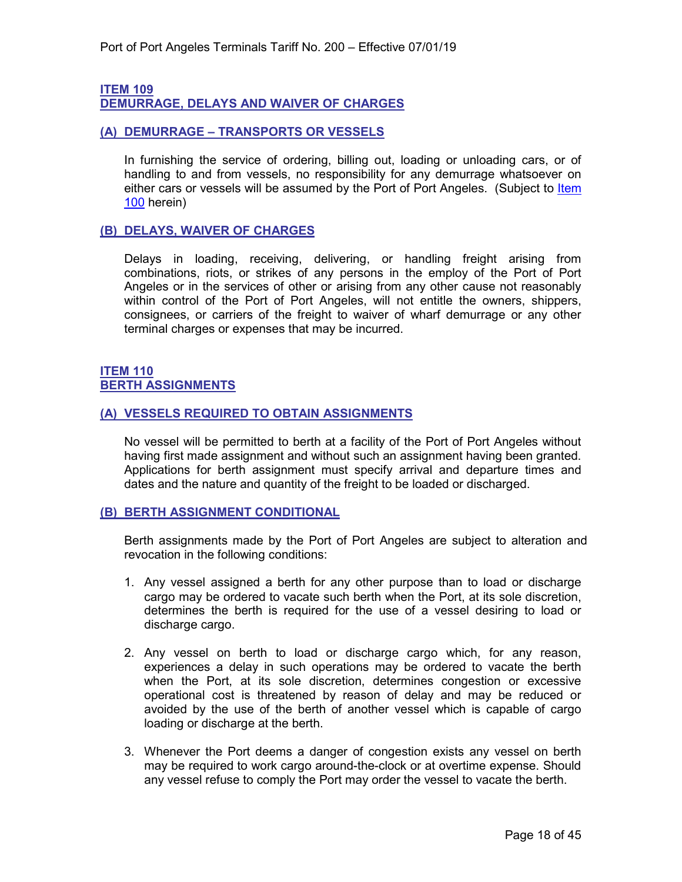## ITEM 109
## DEMURRAGE, DELAYS AND WAIVER OF CHARGES

### (A) DEMURRAGE – TRANSPORTS OR VESSELS

In furnishing the service of ordering, billing out, loading or unloading cars, or of handling to and from vessels, no responsibility for any demurrage whatsoever on either cars or vessels will be assumed by the Port of Port Angeles. (Subject to Item 100 herein)

### (B) DELAYS, WAIVER OF CHARGES

Delays in loading, receiving, delivering, or handling freight arising from combinations, riots, or strikes of any persons in the employ of the Port of Port Angeles or in the services of other or arising from any other cause not reasonably within control of the Port of Port Angeles, will not entitle the owners, shippers, consignees, or carriers of the freight to waiver of wharf demurrage or any other terminal charges or expenses that may be incurred.

## ITEM 110
## BERTH ASSIGNMENTS

### (A) VESSELS REQUIRED TO OBTAIN ASSIGNMENTS

No vessel will be permitted to berth at a facility of the Port of Port Angeles without having first made assignment and without such an assignment having been granted. Applications for berth assignment must specify arrival and departure times and dates and the nature and quantity of the freight to be loaded or discharged.

### (B) BERTH ASSIGNMENT CONDITIONAL

Berth assignments made by the Port of Port Angeles are subject to alteration and revocation in the following conditions:

1. Any vessel assigned a berth for any other purpose than to load or discharge cargo may be ordered to vacate such berth when the Port, at its sole discretion, determines the berth is required for the use of a vessel desiring to load or discharge cargo.

2. Any vessel on berth to load or discharge cargo which, for any reason, experiences a delay in such operations may be ordered to vacate the berth when the Port, at its sole discretion, determines congestion or excessive operational cost is threatened by reason of delay and may be reduced or avoided by the use of the berth of another vessel which is capable of cargo loading or discharge at the berth.

3. Whenever the Port deems a danger of congestion exists any vessel on berth may be required to work cargo around-the-clock or at overtime expense. Should any vessel refuse to comply the Port may order the vessel to vacate the berth.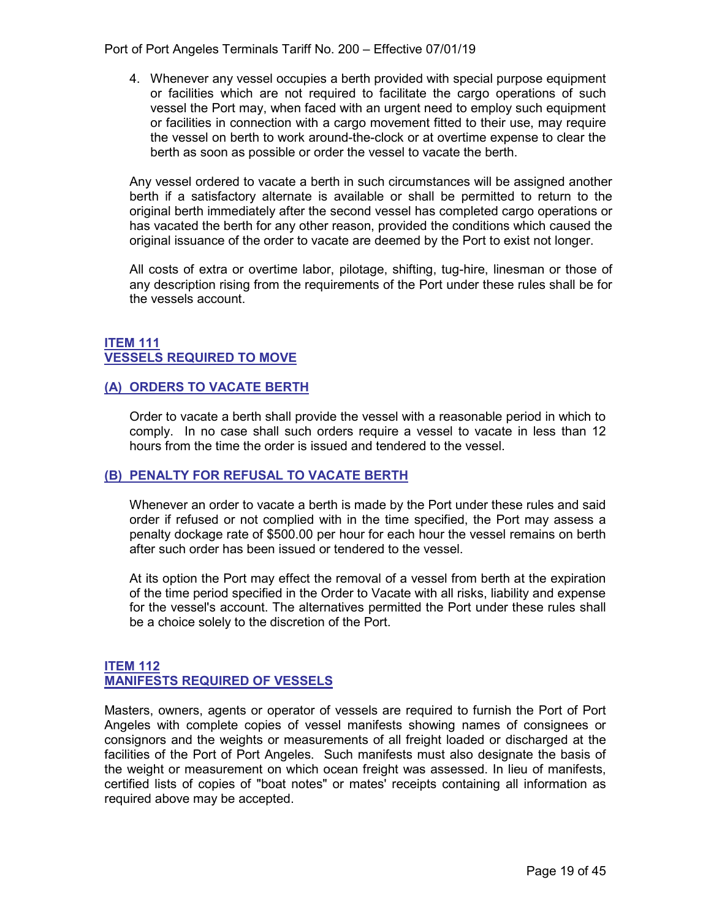4. Whenever any vessel occupies a berth provided with special purpose equipment or facilities which are not required to facilitate the cargo operations of such vessel the Port may, when faced with an urgent need to employ such equipment or facilities in connection with a cargo movement fitted to their use, may require the vessel on berth to work around-the-clock or at overtime expense to clear the berth as soon as possible or order the vessel to vacate the berth.

Any vessel ordered to vacate a berth in such circumstances will be assigned another berth if a satisfactory alternate is available or shall be permitted to return to the original berth immediately after the second vessel has completed cargo operations or has vacated the berth for any other reason, provided the conditions which caused the original issuance of the order to vacate are deemed by the Port to exist not longer.

All costs of extra or overtime labor, pilotage, shifting, tug-hire, linesman or those of any description rising from the requirements of the Port under these rules shall be for the vessels account.

## ITEM 111
## VESSELS REQUIRED TO MOVE

### (A) ORDERS TO VACATE BERTH

Order to vacate a berth shall provide the vessel with a reasonable period in which to comply. In no case shall such orders require a vessel to vacate in less than 12 hours from the time the order is issued and tendered to the vessel.

### (B) PENALTY FOR REFUSAL TO VACATE BERTH

Whenever an order to vacate a berth is made by the Port under these rules and said order if refused or not complied with in the time specified, the Port may assess a penalty dockage rate of $500.00 per hour for each hour the vessel remains on berth after such order has been issued or tendered to the vessel.

At its option the Port may effect the removal of a vessel from berth at the expiration of the time period specified in the Order to Vacate with all risks, liability and expense for the vessel's account. The alternatives permitted the Port under these rules shall be a choice solely to the discretion of the Port.

## ITEM 112
## MANIFESTS REQUIRED OF VESSELS

Masters, owners, agents or operator of vessels are required to furnish the Port of Port Angeles with complete copies of vessel manifests showing names of consignees or consignors and the weights or measurements of all freight loaded or discharged at the facilities of the Port of Port Angeles. Such manifests must also designate the basis of the weight or measurement on which ocean freight was assessed. In lieu of manifests, certified lists of copies of "boat notes" or mates' receipts containing all information as required above may be accepted.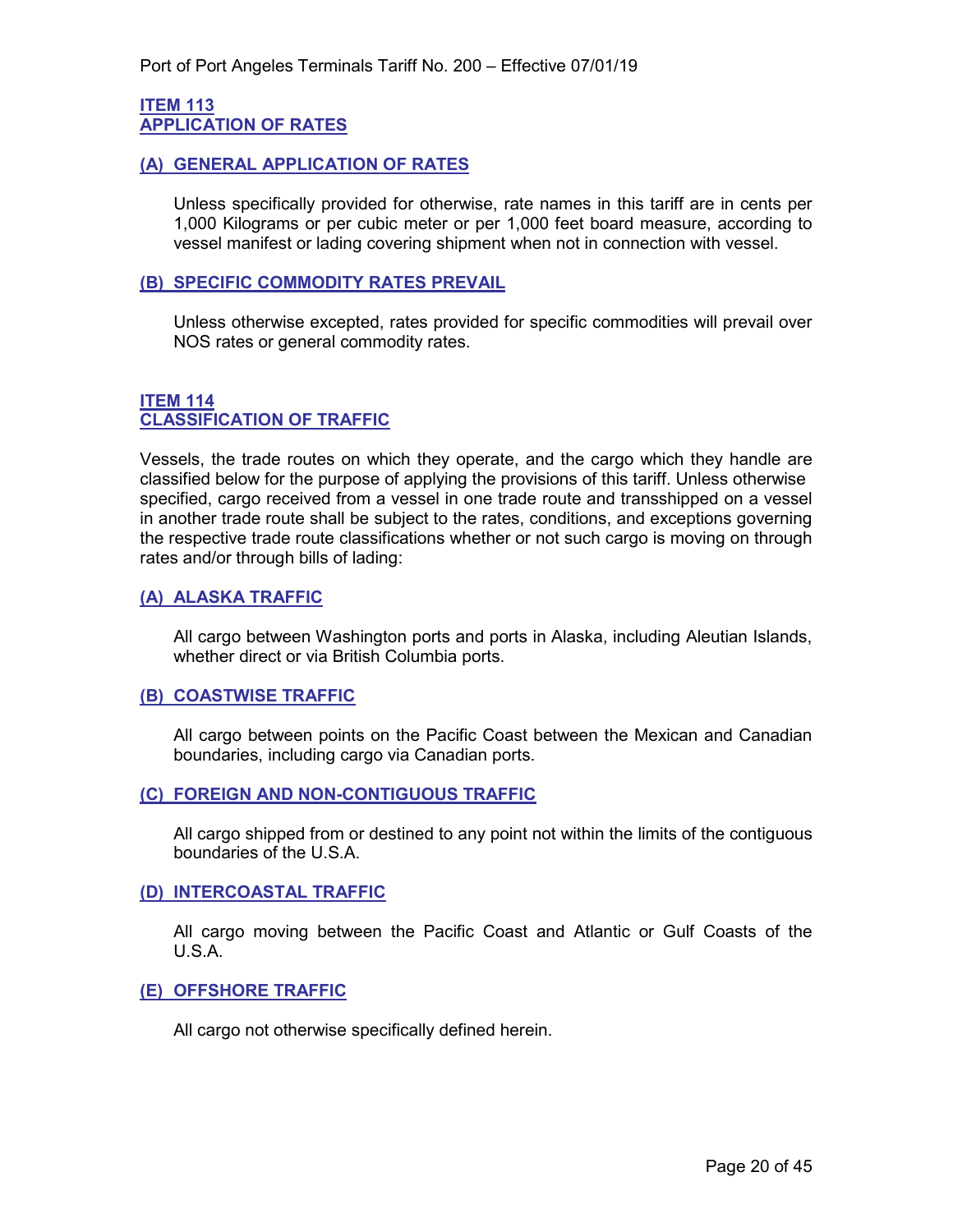## ITEM 113
## APPLICATION OF RATES

### (A) GENERAL APPLICATION OF RATES

Unless specifically provided for otherwise, rate names in this tariff are in cents per 1,000 Kilograms or per cubic meter or per 1,000 feet board measure, according to vessel manifest or lading covering shipment when not in connection with vessel.

### (B) SPECIFIC COMMODITY RATES PREVAIL

Unless otherwise excepted, rates provided for specific commodities will prevail over NOS rates or general commodity rates.

## ITEM 114
## CLASSIFICATION OF TRAFFIC

Vessels, the trade routes on which they operate, and the cargo which they handle are classified below for the purpose of applying the provisions of this tariff. Unless otherwise specified, cargo received from a vessel in one trade route and transshipped on a vessel in another trade route shall be subject to the rates, conditions, and exceptions governing the respective trade route classifications whether or not such cargo is moving on through rates and/or through bills of lading:

### (A) ALASKA TRAFFIC

All cargo between Washington ports and ports in Alaska, including Aleutian Islands, whether direct or via British Columbia ports.

### (B) COASTWISE TRAFFIC

All cargo between points on the Pacific Coast between the Mexican and Canadian boundaries, including cargo via Canadian ports.

### (C) FOREIGN AND NON-CONTIGUOUS TRAFFIC

All cargo shipped from or destined to any point not within the limits of the contiguous boundaries of the U.S.A.

### (D) INTERCOASTAL TRAFFIC

All cargo moving between the Pacific Coast and Atlantic or Gulf Coasts of the U.S.A.

### (E) OFFSHORE TRAFFIC

All cargo not otherwise specifically defined herein.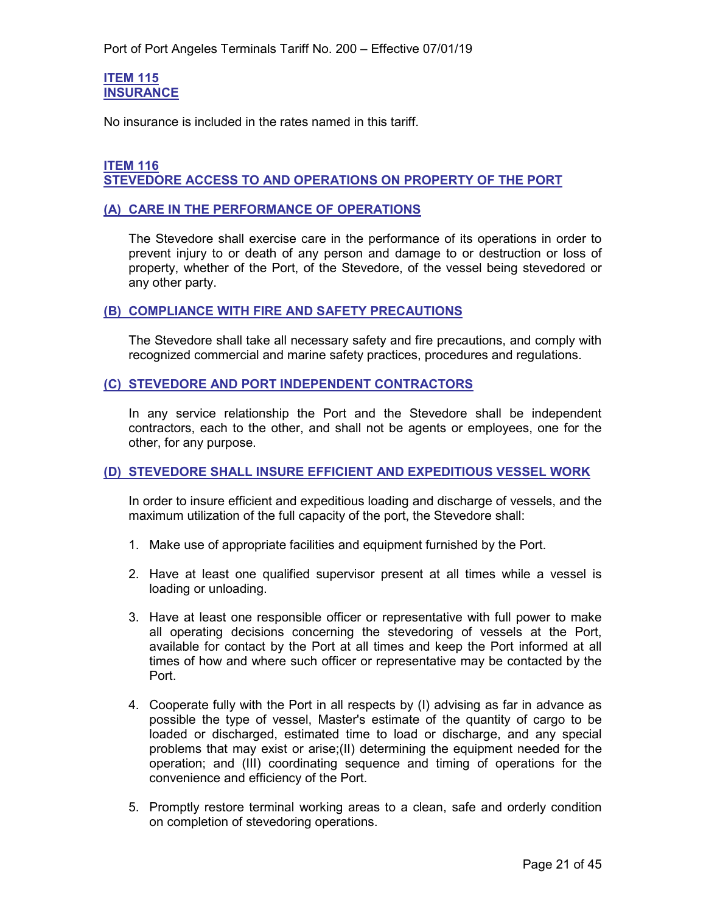## ITEM 115
## INSURANCE

No insurance is included in the rates named in this tariff.

## ITEM 116
## STEVEDORE ACCESS TO AND OPERATIONS ON PROPERTY OF THE PORT

### (A) CARE IN THE PERFORMANCE OF OPERATIONS

The Stevedore shall exercise care in the performance of its operations in order to prevent injury to or death of any person and damage to or destruction or loss of property, whether of the Port, of the Stevedore, of the vessel being stevedored or any other party.

### (B) COMPLIANCE WITH FIRE AND SAFETY PRECAUTIONS

The Stevedore shall take all necessary safety and fire precautions, and comply with recognized commercial and marine safety practices, procedures and regulations.

### (C) STEVEDORE AND PORT INDEPENDENT CONTRACTORS

In any service relationship the Port and the Stevedore shall be independent contractors, each to the other, and shall not be agents or employees, one for the other, for any purpose.

### (D) STEVEDORE SHALL INSURE EFFICIENT AND EXPEDITIOUS VESSEL WORK

In order to insure efficient and expeditious loading and discharge of vessels, and the maximum utilization of the full capacity of the port, the Stevedore shall:

1. Make use of appropriate facilities and equipment furnished by the Port.

2. Have at least one qualified supervisor present at all times while a vessel is loading or unloading.

3. Have at least one responsible officer or representative with full power to make all operating decisions concerning the stevedoring of vessels at the Port, available for contact by the Port at all times and keep the Port informed at all times of how and where such officer or representative may be contacted by the Port.

4. Cooperate fully with the Port in all respects by (I) advising as far in advance as possible the type of vessel, Master's estimate of the quantity of cargo to be loaded or discharged, estimated time to load or discharge, and any special problems that may exist or arise;(II) determining the equipment needed for the operation; and (III) coordinating sequence and timing of operations for the convenience and efficiency of the Port.

5. Promptly restore terminal working areas to a clean, safe and orderly condition on completion of stevedoring operations.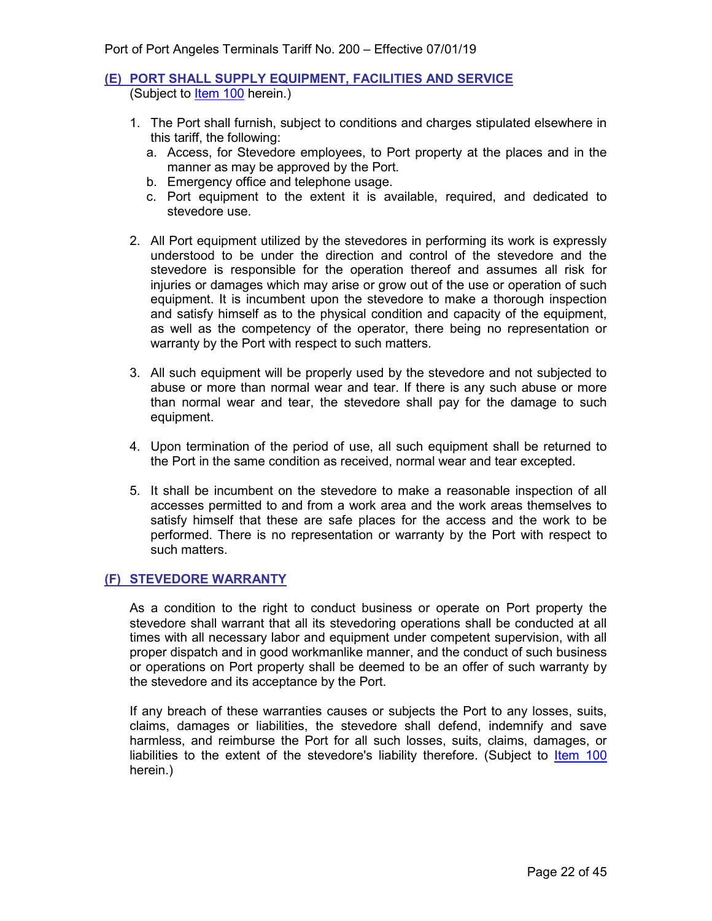## (E) PORT SHALL SUPPLY EQUIPMENT, FACILITIES AND SERVICE

(Subject to Item 100 herein.)

1. The Port shall furnish, subject to conditions and charges stipulated elsewhere in this tariff, the following:
   a. Access, for Stevedore employees, to Port property at the places and in the manner as may be approved by the Port.
   b. Emergency office and telephone usage.
   c. Port equipment to the extent it is available, required, and dedicated to stevedore use.

2. All Port equipment utilized by the stevedores in performing its work is expressly understood to be under the direction and control of the stevedore and the stevedore is responsible for the operation thereof and assumes all risk for injuries or damages which may arise or grow out of the use or operation of such equipment. It is incumbent upon the stevedore to make a thorough inspection and satisfy himself as to the physical condition and capacity of the equipment, as well as the competency of the operator, there being no representation or warranty by the Port with respect to such matters.

3. All such equipment will be properly used by the stevedore and not subjected to abuse or more than normal wear and tear. If there is any such abuse or more than normal wear and tear, the stevedore shall pay for the damage to such equipment.

4. Upon termination of the period of use, all such equipment shall be returned to the Port in the same condition as received, normal wear and tear excepted.

5. It shall be incumbent on the stevedore to make a reasonable inspection of all accesses permitted to and from a work area and the work areas themselves to satisfy himself that these are safe places for the access and the work to be performed. There is no representation or warranty by the Port with respect to such matters.

## (F) STEVEDORE WARRANTY

As a condition to the right to conduct business or operate on Port property the stevedore shall warrant that all its stevedoring operations shall be conducted at all times with all necessary labor and equipment under competent supervision, with all proper dispatch and in good workmanlike manner, and the conduct of such business or operations on Port property shall be deemed to be an offer of such warranty by the stevedore and its acceptance by the Port.

If any breach of these warranties causes or subjects the Port to any losses, suits, claims, damages or liabilities, the stevedore shall defend, indemnify and save harmless, and reimburse the Port for all such losses, suits, claims, damages, or liabilities to the extent of the stevedore's liability therefore. (Subject to Item 100 herein.)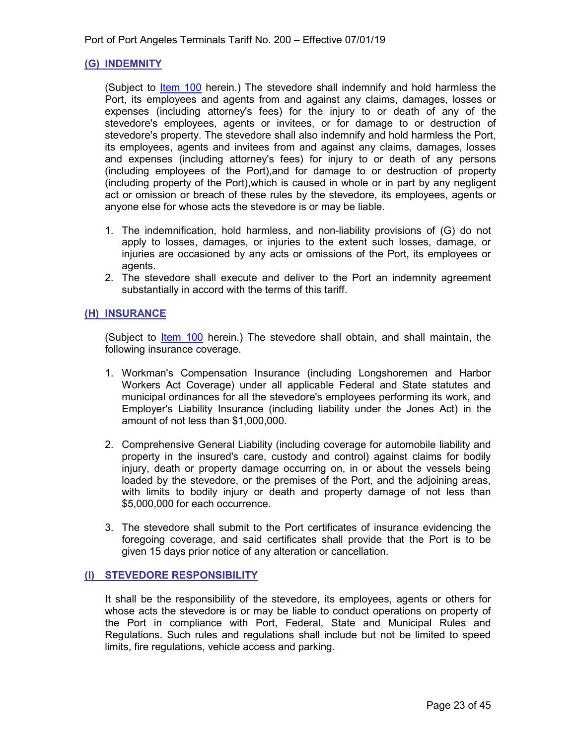### (G) INDEMNITY

(Subject to Item 100 herein.) The stevedore shall indemnify and hold harmless the Port, its employees and agents from and against any claims, damages, losses or expenses (including attorney's fees) for the injury to or death of any of the stevedore's employees, agents or invitees, or for damage to or destruction of stevedore's property. The stevedore shall also indemnify and hold harmless the Port, its employees, agents and invitees from and against any claims, damages, losses and expenses (including attorney's fees) for injury to or death of any persons (including employees of the Port),and for damage to or destruction of property (including property of the Port),which is caused in whole or in part by any negligent act or omission or breach of these rules by the stevedore, its employees, agents or anyone else for whose acts the stevedore is or may be liable.

1. The indemnification, hold harmless, and non-liability provisions of (G) do not apply to losses, damages, or injuries to the extent such losses, damage, or injuries are occasioned by any acts or omissions of the Port, its employees or agents.
2. The stevedore shall execute and deliver to the Port an indemnity agreement substantially in accord with the terms of this tariff.

### (H) INSURANCE

(Subject to Item 100 herein.) The stevedore shall obtain, and shall maintain, the following insurance coverage.

1. Workman's Compensation Insurance (including Longshoremen and Harbor Workers Act Coverage) under all applicable Federal and State statutes and municipal ordinances for all the stevedore's employees performing its work, and Employer's Liability Insurance (including liability under the Jones Act) in the amount of not less than $1,000,000.

2. Comprehensive General Liability (including coverage for automobile liability and property in the insured's care, custody and control) against claims for bodily injury, death or property damage occurring on, in or about the vessels being loaded by the stevedore, or the premises of the Port, and the adjoining areas, with limits to bodily injury or death and property damage of not less than $5,000,000 for each occurrence.

3. The stevedore shall submit to the Port certificates of insurance evidencing the foregoing coverage, and said certificates shall provide that the Port is to be given 15 days prior notice of any alteration or cancellation.

### (I) STEVEDORE RESPONSIBILITY

It shall be the responsibility of the stevedore, its employees, agents or others for whose acts the stevedore is or may be liable to conduct operations on property of the Port in compliance with Port, Federal, State and Municipal Rules and Regulations. Such rules and regulations shall include but not be limited to speed limits, fire regulations, vehicle access and parking.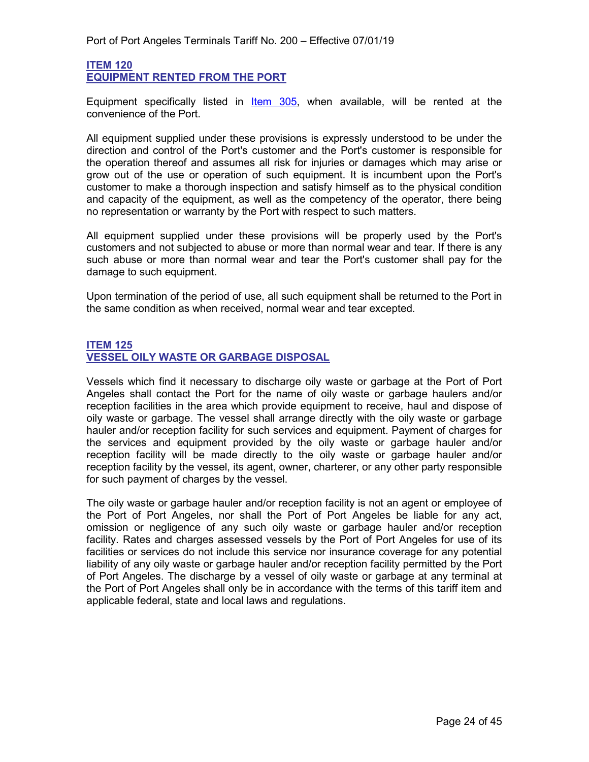## ITEM 120
## EQUIPMENT RENTED FROM THE PORT

Equipment specifically listed in Item 305, when available, will be rented at the convenience of the Port.

All equipment supplied under these provisions is expressly understood to be under the direction and control of the Port's customer and the Port's customer is responsible for the operation thereof and assumes all risk for injuries or damages which may arise or grow out of the use or operation of such equipment. It is incumbent upon the Port's customer to make a thorough inspection and satisfy himself as to the physical condition and capacity of the equipment, as well as the competency of the operator, there being no representation or warranty by the Port with respect to such matters.

All equipment supplied under these provisions will be properly used by the Port's customers and not subjected to abuse or more than normal wear and tear. If there is any such abuse or more than normal wear and tear the Port's customer shall pay for the damage to such equipment.

Upon termination of the period of use, all such equipment shall be returned to the Port in the same condition as when received, normal wear and tear excepted.

## ITEM 125
## VESSEL OILY WASTE OR GARBAGE DISPOSAL

Vessels which find it necessary to discharge oily waste or garbage at the Port of Port Angeles shall contact the Port for the name of oily waste or garbage haulers and/or reception facilities in the area which provide equipment to receive, haul and dispose of oily waste or garbage. The vessel shall arrange directly with the oily waste or garbage hauler and/or reception facility for such services and equipment. Payment of charges for the services and equipment provided by the oily waste or garbage hauler and/or reception facility will be made directly to the oily waste or garbage hauler and/or reception facility by the vessel, its agent, owner, charterer, or any other party responsible for such payment of charges by the vessel.

The oily waste or garbage hauler and/or reception facility is not an agent or employee of the Port of Port Angeles, nor shall the Port of Port Angeles be liable for any act, omission or negligence of any such oily waste or garbage hauler and/or reception facility. Rates and charges assessed vessels by the Port of Port Angeles for use of its facilities or services do not include this service nor insurance coverage for any potential liability of any oily waste or garbage hauler and/or reception facility permitted by the Port of Port Angeles. The discharge by a vessel of oily waste or garbage at any terminal at the Port of Port Angeles shall only be in accordance with the terms of this tariff item and applicable federal, state and local laws and regulations.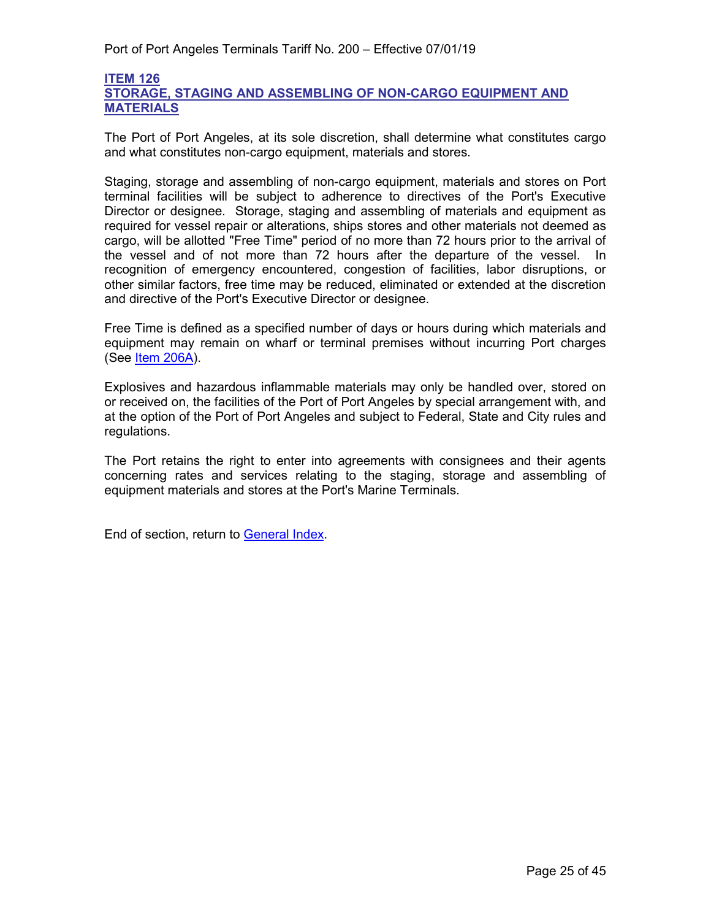## ITEM 126
## STORAGE, STAGING AND ASSEMBLING OF NON-CARGO EQUIPMENT AND MATERIALS

The Port of Port Angeles, at its sole discretion, shall determine what constitutes cargo and what constitutes non-cargo equipment, materials and stores.

Staging, storage and assembling of non-cargo equipment, materials and stores on Port terminal facilities will be subject to adherence to directives of the Port's Executive Director or designee. Storage, staging and assembling of materials and equipment as required for vessel repair or alterations, ships stores and other materials not deemed as cargo, will be allotted "Free Time" period of no more than 72 hours prior to the arrival of the vessel and of not more than 72 hours after the departure of the vessel. In recognition of emergency encountered, congestion of facilities, labor disruptions, or other similar factors, free time may be reduced, eliminated or extended at the discretion and directive of the Port's Executive Director or designee.

Free Time is defined as a specified number of days or hours during which materials and equipment may remain on wharf or terminal premises without incurring Port charges (See Item 206A).

Explosives and hazardous inflammable materials may only be handled over, stored on or received on, the facilities of the Port of Port Angeles by special arrangement with, and at the option of the Port of Port Angeles and subject to Federal, State and City rules and regulations.

The Port retains the right to enter into agreements with consignees and their agents concerning rates and services relating to the staging, storage and assembling of equipment materials and stores at the Port's Marine Terminals.

End of section, return to General Index.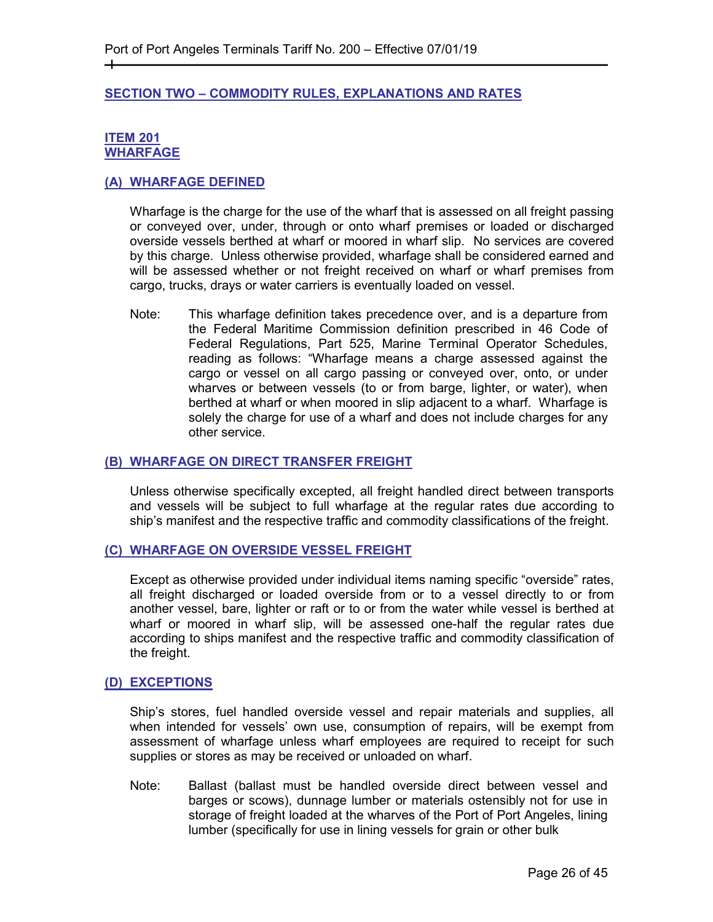## SECTION TWO – COMMODITY RULES, EXPLANATIONS AND RATES

### ITEM 201
### WHARFAGE

#### (A) WHARFAGE DEFINED

Wharfage is the charge for the use of the wharf that is assessed on all freight passing or conveyed over, under, through or onto wharf premises or loaded or discharged overside vessels berthed at wharf or moored in wharf slip. No services are covered by this charge. Unless otherwise provided, wharfage shall be considered earned and will be assessed whether or not freight received on wharf or wharf premises from cargo, trucks, drays or water carriers is eventually loaded on vessel.

Note: This wharfage definition takes precedence over, and is a departure from the Federal Maritime Commission definition prescribed in 46 Code of Federal Regulations, Part 525, Marine Terminal Operator Schedules, reading as follows: "Wharfage means a charge assessed against the cargo or vessel on all cargo passing or conveyed over, onto, or under wharves or between vessels (to or from barge, lighter, or water), when berthed at wharf or when moored in slip adjacent to a wharf. Wharfage is solely the charge for use of a wharf and does not include charges for any other service.

#### (B) WHARFAGE ON DIRECT TRANSFER FREIGHT

Unless otherwise specifically excepted, all freight handled direct between transports and vessels will be subject to full wharfage at the regular rates due according to ship's manifest and the respective traffic and commodity classifications of the freight.

#### (C) WHARFAGE ON OVERSIDE VESSEL FREIGHT

Except as otherwise provided under individual items naming specific "overside" rates, all freight discharged or loaded overside from or to a vessel directly to or from another vessel, bare, lighter or raft or to or from the water while vessel is berthed at wharf or moored in wharf slip, will be assessed one-half the regular rates due according to ships manifest and the respective traffic and commodity classification of the freight.

#### (D) EXCEPTIONS

Ship's stores, fuel handled overside vessel and repair materials and supplies, all when intended for vessels' own use, consumption of repairs, will be exempt from assessment of wharfage unless wharf employees are required to receipt for such supplies or stores as may be received or unloaded on wharf.

Note: Ballast (ballast must be handled overside direct between vessel and barges or scows), dunnage lumber or materials ostensibly not for use in storage of freight loaded at the wharves of the Port of Port Angeles, lining lumber (specifically for use in lining vessels for grain or other bulk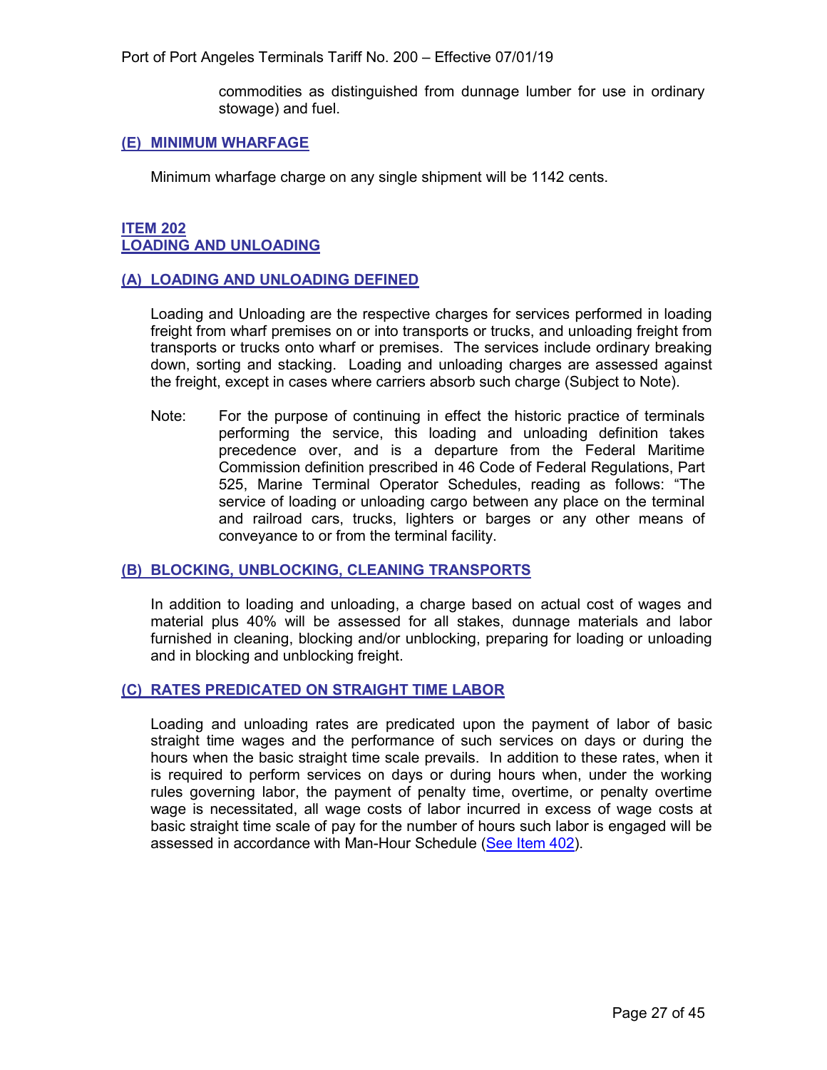commodities as distinguished from dunnage lumber for use in ordinary stowage) and fuel.

### (E) MINIMUM WHARFAGE

Minimum wharfage charge on any single shipment will be 1142 cents.

## ITEM 202
## LOADING AND UNLOADING

### (A) LOADING AND UNLOADING DEFINED

Loading and Unloading are the respective charges for services performed in loading freight from wharf premises on or into transports or trucks, and unloading freight from transports or trucks onto wharf or premises. The services include ordinary breaking down, sorting and stacking. Loading and unloading charges are assessed against the freight, except in cases where carriers absorb such charge (Subject to Note).

Note: For the purpose of continuing in effect the historic practice of terminals performing the service, this loading and unloading definition takes precedence over, and is a departure from the Federal Maritime Commission definition prescribed in 46 Code of Federal Regulations, Part 525, Marine Terminal Operator Schedules, reading as follows: "The service of loading or unloading cargo between any place on the terminal and railroad cars, trucks, lighters or barges or any other means of conveyance to or from the terminal facility.

### (B) BLOCKING, UNBLOCKING, CLEANING TRANSPORTS

In addition to loading and unloading, a charge based on actual cost of wages and material plus 40% will be assessed for all stakes, dunnage materials and labor furnished in cleaning, blocking and/or unblocking, preparing for loading or unloading and in blocking and unblocking freight.

### (C) RATES PREDICATED ON STRAIGHT TIME LABOR

Loading and unloading rates are predicated upon the payment of labor of basic straight time wages and the performance of such services on days or during the hours when the basic straight time scale prevails. In addition to these rates, when it is required to perform services on days or during hours when, under the working rules governing labor, the payment of penalty time, overtime, or penalty overtime wage is necessitated, all wage costs of labor incurred in excess of wage costs at basic straight time scale of pay for the number of hours such labor is engaged will be assessed in accordance with Man-Hour Schedule (See Item 402).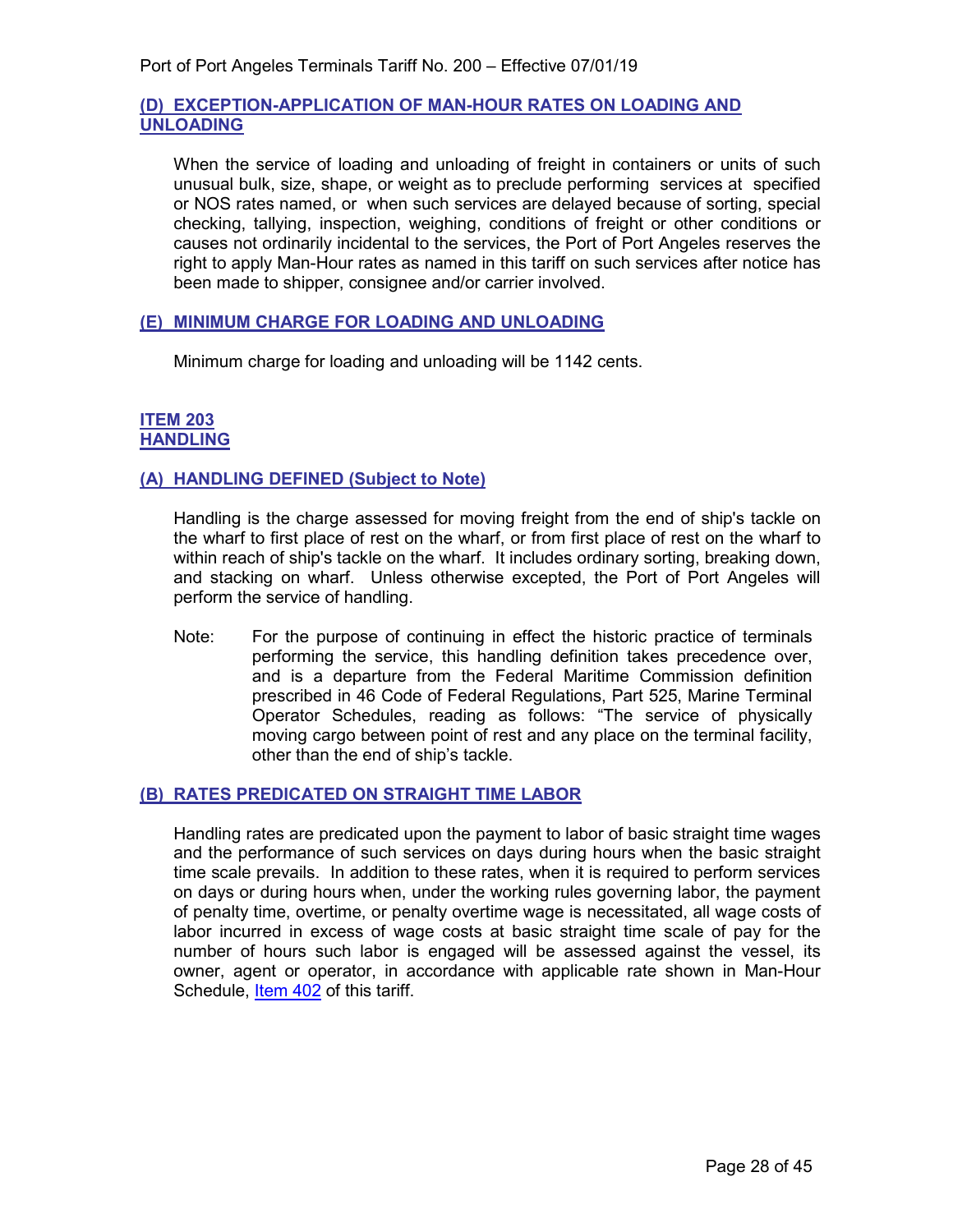### (D) EXCEPTION-APPLICATION OF MAN-HOUR RATES ON LOADING AND UNLOADING

When the service of loading and unloading of freight in containers or units of such unusual bulk, size, shape, or weight as to preclude performing services at specified or NOS rates named, or when such services are delayed because of sorting, special checking, tallying, inspection, weighing, conditions of freight or other conditions or causes not ordinarily incidental to the services, the Port of Port Angeles reserves the right to apply Man-Hour rates as named in this tariff on such services after notice has been made to shipper, consignee and/or carrier involved.

### (E) MINIMUM CHARGE FOR LOADING AND UNLOADING

Minimum charge for loading and unloading will be 1142 cents.

## ITEM 203
## HANDLING

### (A) HANDLING DEFINED (Subject to Note)

Handling is the charge assessed for moving freight from the end of ship's tackle on the wharf to first place of rest on the wharf, or from first place of rest on the wharf to within reach of ship's tackle on the wharf. It includes ordinary sorting, breaking down, and stacking on wharf. Unless otherwise excepted, the Port of Port Angeles will perform the service of handling.

Note: For the purpose of continuing in effect the historic practice of terminals performing the service, this handling definition takes precedence over, and is a departure from the Federal Maritime Commission definition prescribed in 46 Code of Federal Regulations, Part 525, Marine Terminal Operator Schedules, reading as follows: "The service of physically moving cargo between point of rest and any place on the terminal facility, other than the end of ship's tackle.

### (B) RATES PREDICATED ON STRAIGHT TIME LABOR

Handling rates are predicated upon the payment to labor of basic straight time wages and the performance of such services on days during hours when the basic straight time scale prevails. In addition to these rates, when it is required to perform services on days or during hours when, under the working rules governing labor, the payment of penalty time, overtime, or penalty overtime wage is necessitated, all wage costs of labor incurred in excess of wage costs at basic straight time scale of pay for the number of hours such labor is engaged will be assessed against the vessel, its owner, agent or operator, in accordance with applicable rate shown in Man-Hour Schedule, Item 402 of this tariff.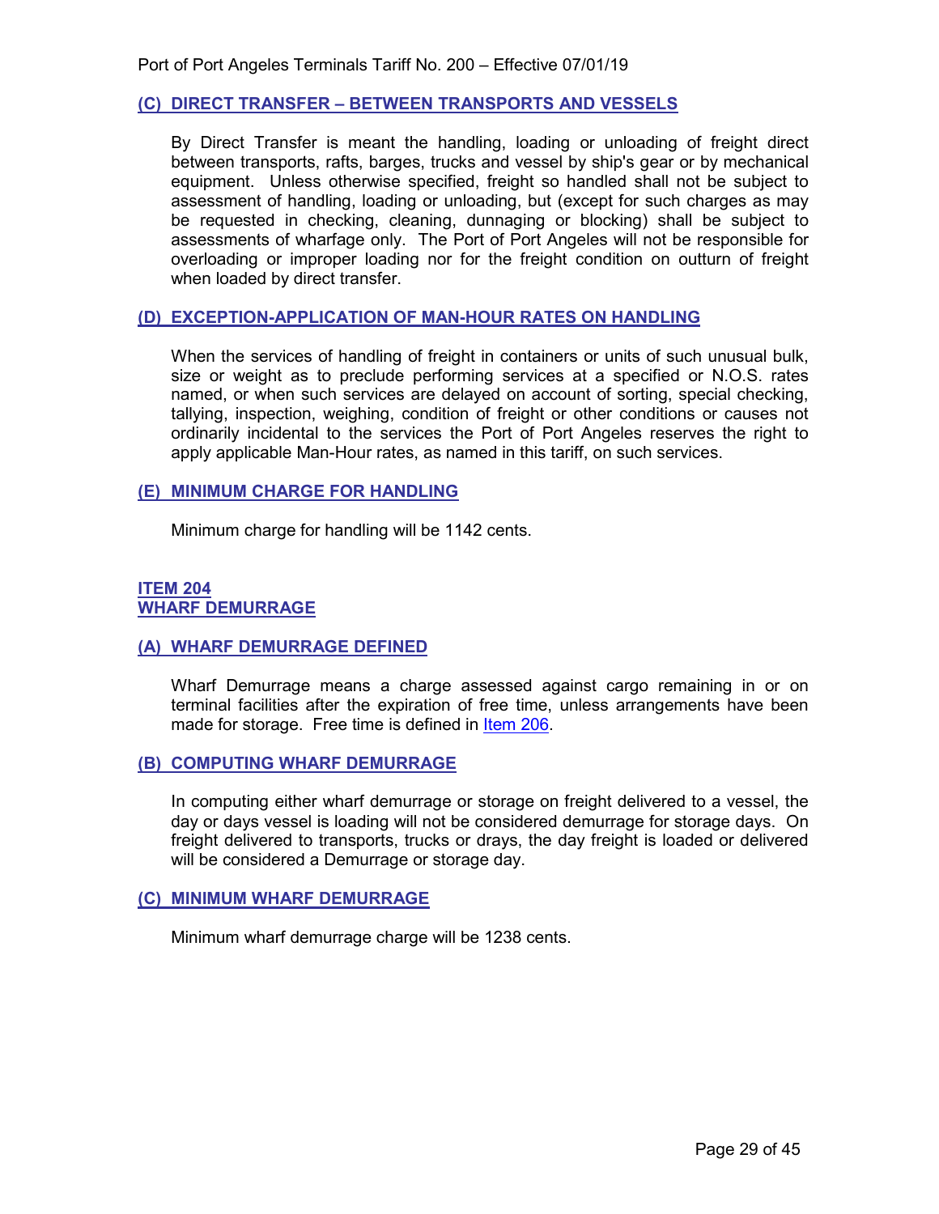### (C) DIRECT TRANSFER – BETWEEN TRANSPORTS AND VESSELS

By Direct Transfer is meant the handling, loading or unloading of freight direct between transports, rafts, barges, trucks and vessel by ship's gear or by mechanical equipment. Unless otherwise specified, freight so handled shall not be subject to assessment of handling, loading or unloading, but (except for such charges as may be requested in checking, cleaning, dunnaging or blocking) shall be subject to assessments of wharfage only. The Port of Port Angeles will not be responsible for overloading or improper loading nor for the freight condition on outturn of freight when loaded by direct transfer.

### (D) EXCEPTION-APPLICATION OF MAN-HOUR RATES ON HANDLING

When the services of handling of freight in containers or units of such unusual bulk, size or weight as to preclude performing services at a specified or N.O.S. rates named, or when such services are delayed on account of sorting, special checking, tallying, inspection, weighing, condition of freight or other conditions or causes not ordinarily incidental to the services the Port of Port Angeles reserves the right to apply applicable Man-Hour rates, as named in this tariff, on such services.

### (E) MINIMUM CHARGE FOR HANDLING

Minimum charge for handling will be 1142 cents.

## ITEM 204
## WHARF DEMURRAGE

### (A) WHARF DEMURRAGE DEFINED

Wharf Demurrage means a charge assessed against cargo remaining in or on terminal facilities after the expiration of free time, unless arrangements have been made for storage. Free time is defined in Item 206.

### (B) COMPUTING WHARF DEMURRAGE

In computing either wharf demurrage or storage on freight delivered to a vessel, the day or days vessel is loading will not be considered demurrage for storage days. On freight delivered to transports, trucks or drays, the day freight is loaded or delivered will be considered a Demurrage or storage day.

### (C) MINIMUM WHARF DEMURRAGE

Minimum wharf demurrage charge will be 1238 cents.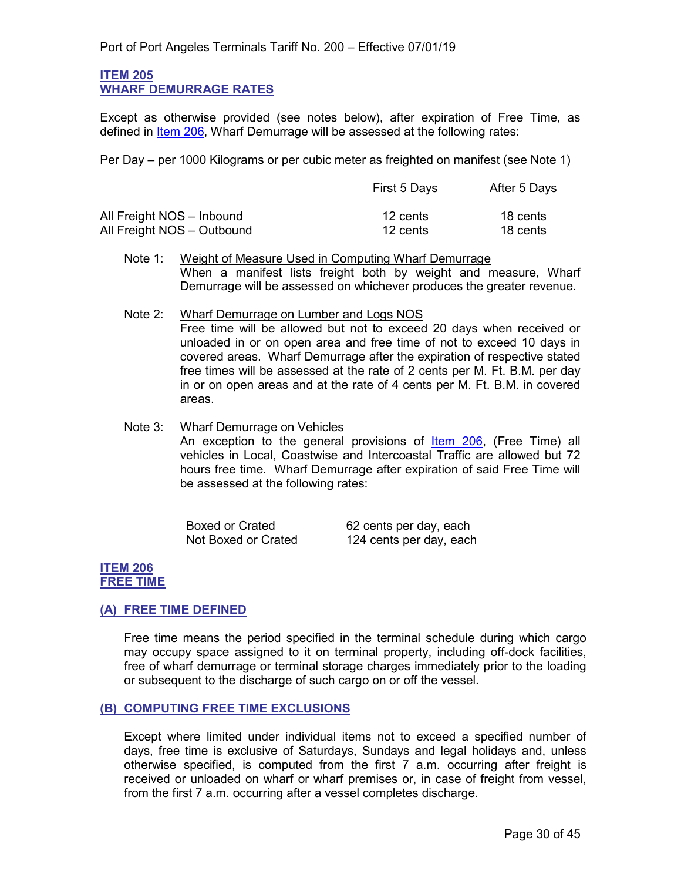## ITEM 205
## WHARF DEMURRAGE RATES

Except as otherwise provided (see notes below), after expiration of Free Time, as defined in Item 206, Wharf Demurrage will be assessed at the following rates:

Per Day – per 1000 Kilograms or per cubic meter as freighted on manifest (see Note 1)

| | First 5 Days | After 5 Days |
|---|---|---|
| All Freight NOS – Inbound | 12 cents | 18 cents |
| All Freight NOS – Outbound | 12 cents | 18 cents |

Note 1: Weight of Measure Used in Computing Wharf Demurrage
When a manifest lists freight both by weight and measure, Wharf Demurrage will be assessed on whichever produces the greater revenue.

Note 2: Wharf Demurrage on Lumber and Logs NOS
Free time will be allowed but not to exceed 20 days when received or unloaded in or on open area and free time of not to exceed 10 days in covered areas. Wharf Demurrage after the expiration of respective stated free times will be assessed at the rate of 2 cents per M. Ft. B.M. per day in or on open areas and at the rate of 4 cents per M. Ft. B.M. in covered areas.

Note 3: Wharf Demurrage on Vehicles
An exception to the general provisions of Item 206, (Free Time) all vehicles in Local, Coastwise and Intercoastal Traffic are allowed but 72 hours free time. Wharf Demurrage after expiration of said Free Time will be assessed at the following rates:

| | |
|---|---|
| Boxed or Crated | 62 cents per day, each |
| Not Boxed or Crated | 124 cents per day, each |

## ITEM 206
## FREE TIME

### (A) FREE TIME DEFINED

Free time means the period specified in the terminal schedule during which cargo may occupy space assigned to it on terminal property, including off-dock facilities, free of wharf demurrage or terminal storage charges immediately prior to the loading or subsequent to the discharge of such cargo on or off the vessel.

### (B) COMPUTING FREE TIME EXCLUSIONS

Except where limited under individual items not to exceed a specified number of days, free time is exclusive of Saturdays, Sundays and legal holidays and, unless otherwise specified, is computed from the first 7 a.m. occurring after freight is received or unloaded on wharf or wharf premises or, in case of freight from vessel, from the first 7 a.m. occurring after a vessel completes discharge.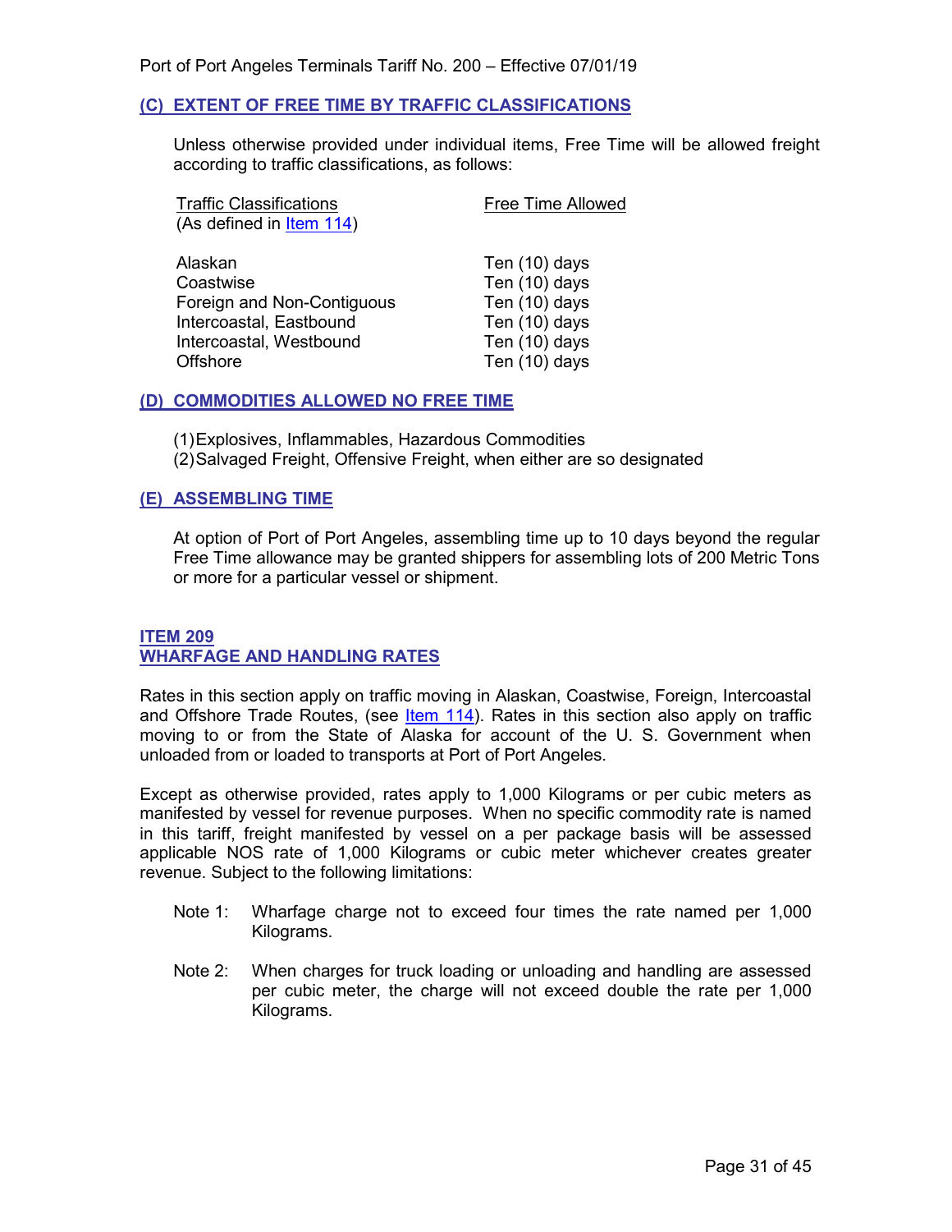### (C) EXTENT OF FREE TIME BY TRAFFIC CLASSIFICATIONS

Unless otherwise provided under individual items, Free Time will be allowed freight according to traffic classifications, as follows:

| Traffic Classifications (As defined in Item 114) | Free Time Allowed |
|---|---|
| Alaskan | Ten (10) days |
| Coastwise | Ten (10) days |
| Foreign and Non-Contiguous | Ten (10) days |
| Intercoastal, Eastbound | Ten (10) days |
| Intercoastal, Westbound | Ten (10) days |
| Offshore | Ten (10) days |

### (D) COMMODITIES ALLOWED NO FREE TIME

(1) Explosives, Inflammables, Hazardous Commodities
(2) Salvaged Freight, Offensive Freight, when either are so designated

### (E) ASSEMBLING TIME

At option of Port of Port Angeles, assembling time up to 10 days beyond the regular Free Time allowance may be granted shippers for assembling lots of 200 Metric Tons or more for a particular vessel or shipment.

## ITEM 209
## WHARFAGE AND HANDLING RATES

Rates in this section apply on traffic moving in Alaskan, Coastwise, Foreign, Intercoastal and Offshore Trade Routes, (see Item 114). Rates in this section also apply on traffic moving to or from the State of Alaska for account of the U. S. Government when unloaded from or loaded to transports at Port of Port Angeles.

Except as otherwise provided, rates apply to 1,000 Kilograms or per cubic meters as manifested by vessel for revenue purposes. When no specific commodity rate is named in this tariff, freight manifested by vessel on a per package basis will be assessed applicable NOS rate of 1,000 Kilograms or cubic meter whichever creates greater revenue. Subject to the following limitations:

Note 1: Wharfage charge not to exceed four times the rate named per 1,000 Kilograms.

Note 2: When charges for truck loading or unloading and handling are assessed per cubic meter, the charge will not exceed double the rate per 1,000 Kilograms.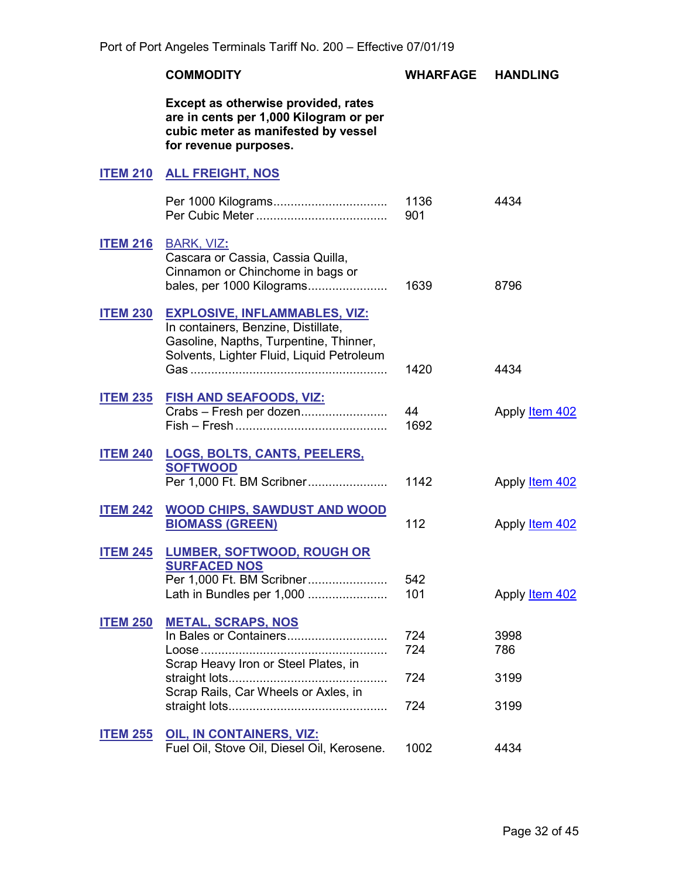| | COMMODITY | WHARFAGE | HANDLING |
|---|---|---|---|
| | **Except as otherwise provided, rates are in cents per 1,000 Kilogram or per cubic meter as manifested by vessel for revenue purposes.** | | |
| **ITEM 210** | **ALL FREIGHT, NOS** | | |
| | Per 1000 Kilograms................................ | 1136 | 4434 |
| | Per Cubic Meter ..................................... | 901 | |
| **ITEM 216** | BARK, VIZ: Cascara or Cassia, Cassia Quilla, Cinnamon or Chinchome in bags or bales, per 1000 Kilograms...................... | 1639 | 8796 |
| **ITEM 230** | **EXPLOSIVE, INFLAMMABLES, VIZ:** In containers, Benzine, Distillate, Gasoline, Napths, Turpentine, Thinner, Solvents, Lighter Fluid, Liquid Petroleum Gas ........................................................ | 1420 | 4434 |
| **ITEM 235** | **FISH AND SEAFOODS, VIZ:** | | |
| | Crabs – Fresh per dozen......................... | 44 | Apply Item 402 |
| | Fish – Fresh ........................................... | 1692 | |
| **ITEM 240** | **LOGS, BOLTS, CANTS, PEELERS, SOFTWOOD** Per 1,000 Ft. BM Scribner...................... | 1142 | Apply Item 402 |
| **ITEM 242** | **WOOD CHIPS, SAWDUST AND WOOD BIOMASS (GREEN)** | 112 | Apply Item 402 |
| **ITEM 245** | **LUMBER, SOFTWOOD, ROUGH OR SURFACED NOS** | | |
| | Per 1,000 Ft. BM Scribner...................... | 542 | |
| | Lath in Bundles per 1,000 ...................... | 101 | Apply Item 402 |
| **ITEM 250** | **METAL, SCRAPS, NOS** | | |
| | In Bales or Containers............................ | 724 | 3998 |
| | Loose ..................................................... | 724 | 786 |
| | Scrap Heavy Iron or Steel Plates, in straight lots............................................. | 724 | 3199 |
| | Scrap Rails, Car Wheels or Axles, in straight lots............................................. | 724 | 3199 |
| **ITEM 255** | **OIL, IN CONTAINERS, VIZ:** Fuel Oil, Stove Oil, Diesel Oil, Kerosene. | 1002 | 4434 |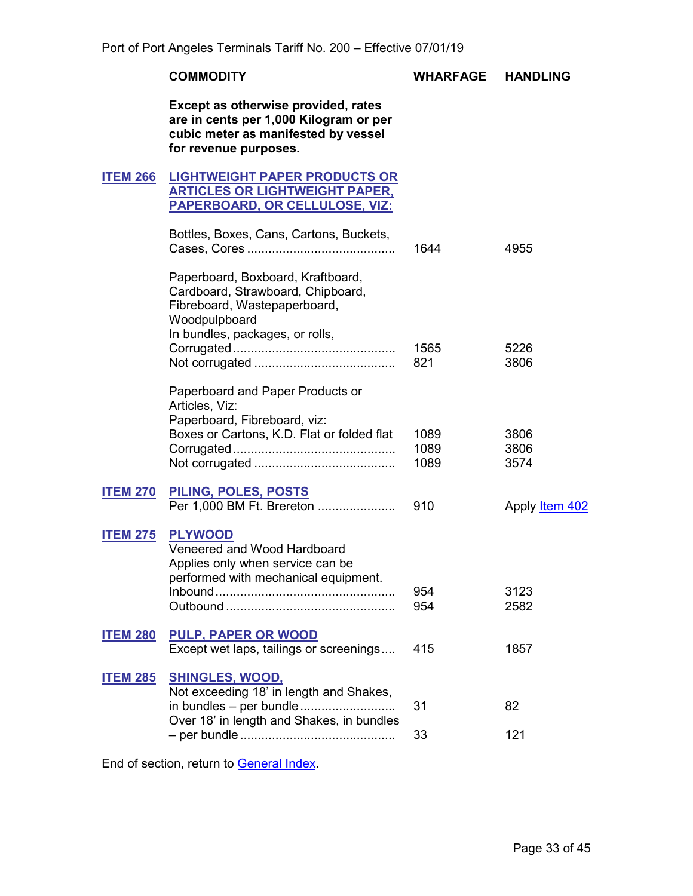| | COMMODITY | WHARFAGE | HANDLING |
|---|---|---|---|
| | **Except as otherwise provided, rates are in cents per 1,000 Kilogram or per cubic meter as manifested by vessel for revenue purposes.** | | |
| **ITEM 266** | **LIGHTWEIGHT PAPER PRODUCTS OR ARTICLES OR LIGHTWEIGHT PAPER, PAPERBOARD, OR CELLULOSE, VIZ:** | | |
| | Bottles, Boxes, Cans, Cartons, Buckets, Cases, Cores .......................................... | 1644 | 4955 |
| | Paperboard, Boxboard, Kraftboard, Cardboard, Strawboard, Chipboard, Fibreboard, Wastepaperboard, Woodpulpboard | | |
| | In bundles, packages, or rolls, | | |
| | Corrugated ............................................. | 1565 | 5226 |
| | Not corrugated ....................................... | 821 | 3806 |
| | Paperboard and Paper Products or Articles, Viz: | | |
| | Paperboard, Fibreboard, viz: | | |
| | Boxes or Cartons, K.D. Flat or folded flat | 1089 | 3806 |
| | Corrugated ............................................. | 1089 | 3806 |
| | Not corrugated ....................................... | 1089 | 3574 |
| **ITEM 270** | **PILING, POLES, POSTS** | | |
| | Per 1,000 BM Ft. Brereton ..................... | 910 | Apply Item 402 |
| **ITEM 275** | **PLYWOOD** | | |
| | Veneered and Wood Hardboard | | |
| | Applies only when service can be performed with mechanical equipment. | | |
| | Inbound .................................................. | 954 | 3123 |
| | Outbound ............................................... | 954 | 2582 |
| **ITEM 280** | **PULP, PAPER OR WOOD** | | |
| | Except wet laps, tailings or screenings.... | 415 | 1857 |
| **ITEM 285** | **SHINGLES, WOOD,** | | |
| | Not exceeding 18' in length and Shakes, in bundles – per bundle .......................... | 31 | 82 |
| | Over 18' in length and Shakes, in bundles – per bundle ........................................... | 33 | 121 |

End of section, return to General Index.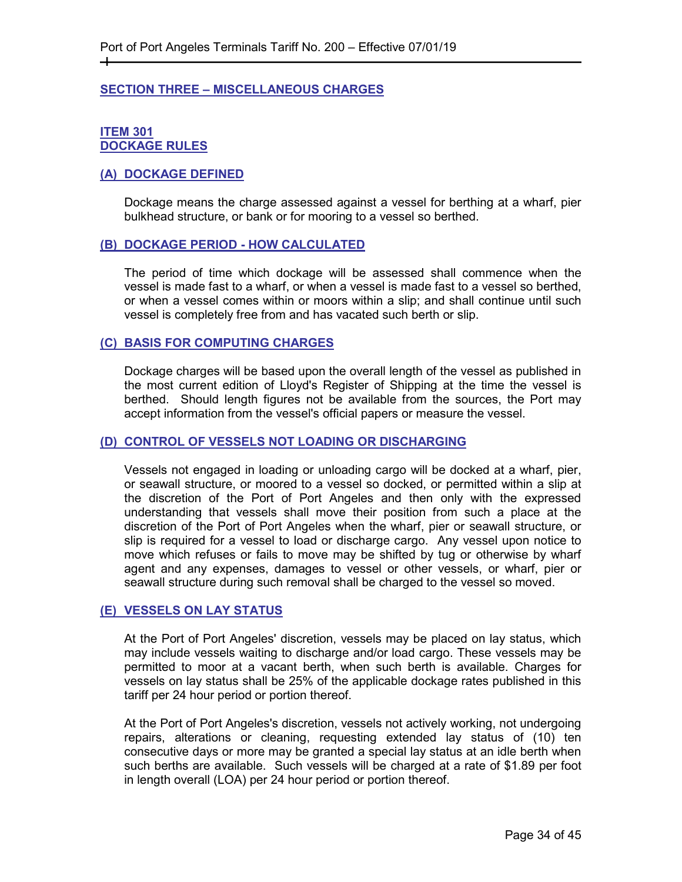## SECTION THREE – MISCELLANEOUS CHARGES

### ITEM 301
### DOCKAGE RULES

#### (A) DOCKAGE DEFINED

Dockage means the charge assessed against a vessel for berthing at a wharf, pier bulkhead structure, or bank or for mooring to a vessel so berthed.

#### (B) DOCKAGE PERIOD - HOW CALCULATED

The period of time which dockage will be assessed shall commence when the vessel is made fast to a wharf, or when a vessel is made fast to a vessel so berthed, or when a vessel comes within or moors within a slip; and shall continue until such vessel is completely free from and has vacated such berth or slip.

#### (C) BASIS FOR COMPUTING CHARGES

Dockage charges will be based upon the overall length of the vessel as published in the most current edition of Lloyd's Register of Shipping at the time the vessel is berthed. Should length figures not be available from the sources, the Port may accept information from the vessel's official papers or measure the vessel.

#### (D) CONTROL OF VESSELS NOT LOADING OR DISCHARGING

Vessels not engaged in loading or unloading cargo will be docked at a wharf, pier, or seawall structure, or moored to a vessel so docked, or permitted within a slip at the discretion of the Port of Port Angeles and then only with the expressed understanding that vessels shall move their position from such a place at the discretion of the Port of Port Angeles when the wharf, pier or seawall structure, or slip is required for a vessel to load or discharge cargo. Any vessel upon notice to move which refuses or fails to move may be shifted by tug or otherwise by wharf agent and any expenses, damages to vessel or other vessels, or wharf, pier or seawall structure during such removal shall be charged to the vessel so moved.

#### (E) VESSELS ON LAY STATUS

At the Port of Port Angeles' discretion, vessels may be placed on lay status, which may include vessels waiting to discharge and/or load cargo. These vessels may be permitted to moor at a vacant berth, when such berth is available. Charges for vessels on lay status shall be 25% of the applicable dockage rates published in this tariff per 24 hour period or portion thereof.

At the Port of Port Angeles's discretion, vessels not actively working, not undergoing repairs, alterations or cleaning, requesting extended lay status of (10) ten consecutive days or more may be granted a special lay status at an idle berth when such berths are available. Such vessels will be charged at a rate of $1.89 per foot in length overall (LOA) per 24 hour period or portion thereof.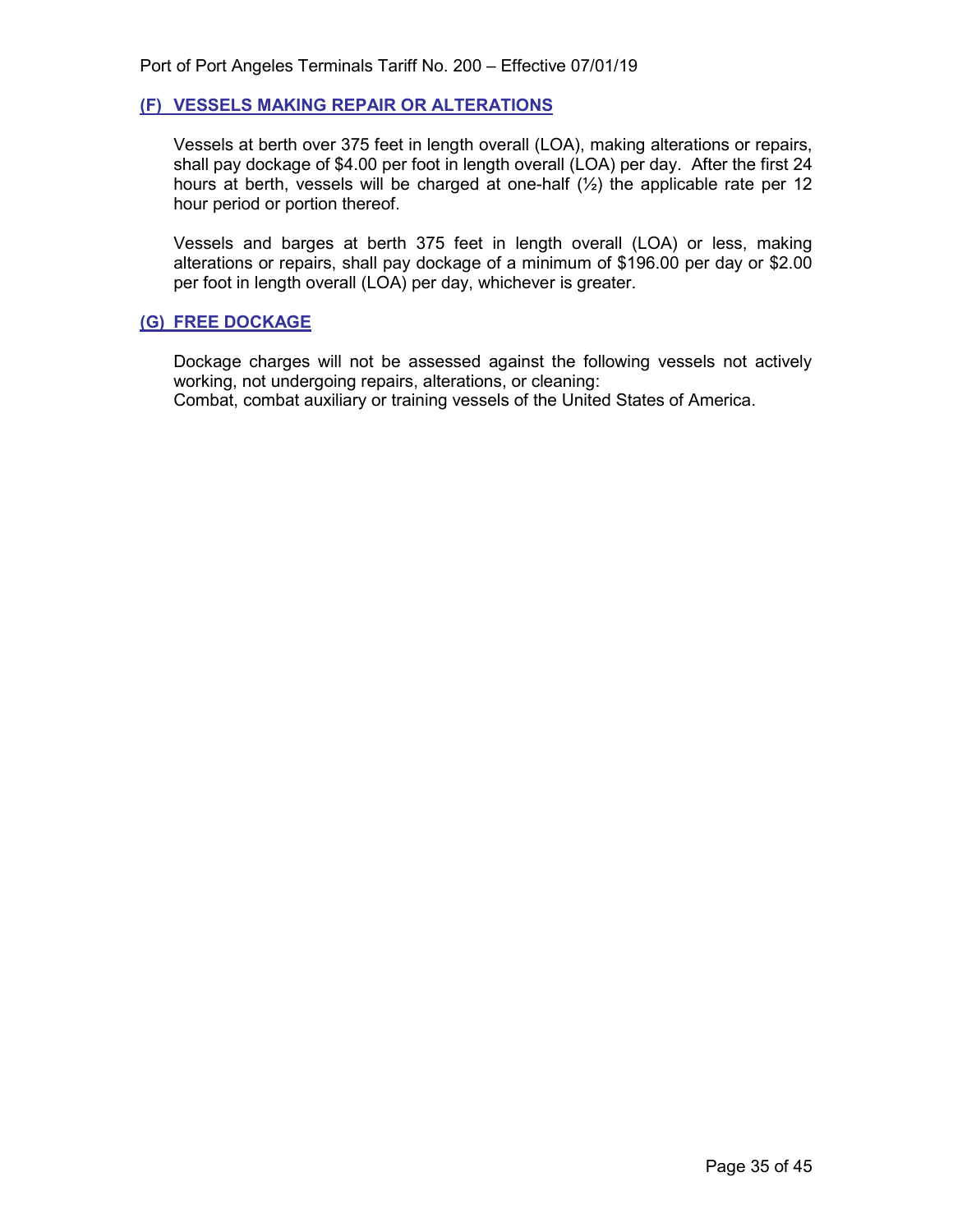### (F) VESSELS MAKING REPAIR OR ALTERATIONS

Vessels at berth over 375 feet in length overall (LOA), making alterations or repairs, shall pay dockage of $4.00 per foot in length overall (LOA) per day. After the first 24 hours at berth, vessels will be charged at one-half (½) the applicable rate per 12 hour period or portion thereof.

Vessels and barges at berth 375 feet in length overall (LOA) or less, making alterations or repairs, shall pay dockage of a minimum of $196.00 per day or $2.00 per foot in length overall (LOA) per day, whichever is greater.

### (G) FREE DOCKAGE

Dockage charges will not be assessed against the following vessels not actively working, not undergoing repairs, alterations, or cleaning:
Combat, combat auxiliary or training vessels of the United States of America.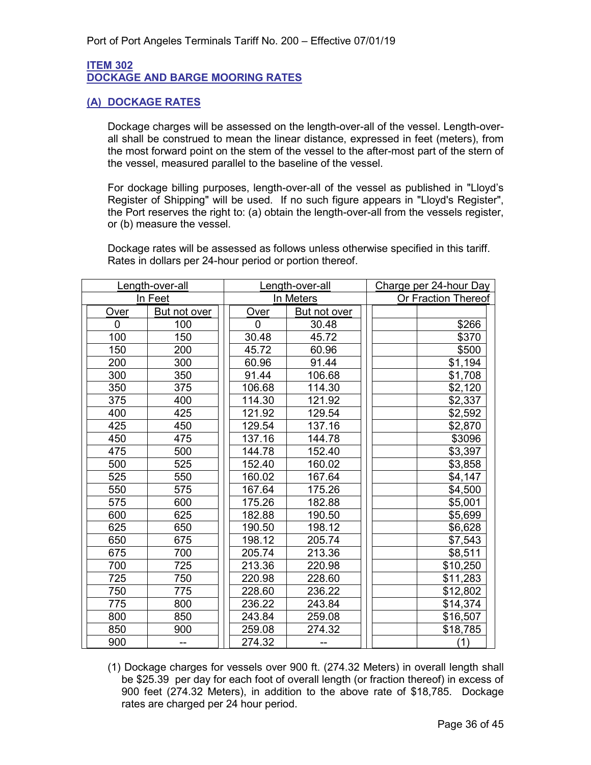## ITEM 302
## DOCKAGE AND BARGE MOORING RATES

### (A) DOCKAGE RATES

Dockage charges will be assessed on the length-over-all of the vessel. Length-over-all shall be construed to mean the linear distance, expressed in feet (meters), from the most forward point on the stem of the vessel to the after-most part of the stern of the vessel, measured parallel to the baseline of the vessel.

For dockage billing purposes, length-over-all of the vessel as published in "Lloyd's Register of Shipping" will be used. If no such figure appears in "Lloyd's Register", the Port reserves the right to: (a) obtain the length-over-all from the vessels register, or (b) measure the vessel.

Dockage rates will be assessed as follows unless otherwise specified in this tariff. Rates in dollars per 24-hour period or portion thereof.

| Length-over-all In Feet | | Length-over-all In Meters | | Charge per 24-hour Day Or Fraction Thereof |
|---|---|---|---|---|
| Over | But not over | Over | But not over | |
| 0 | 100 | 0 | 30.48 | $266 |
| 100 | 150 | 30.48 | 45.72 | $370 |
| 150 | 200 | 45.72 | 60.96 | $500 |
| 200 | 300 | 60.96 | 91.44 | $1,194 |
| 300 | 350 | 91.44 | 106.68 | $1,708 |
| 350 | 375 | 106.68 | 114.30 | $2,120 |
| 375 | 400 | 114.30 | 121.92 | $2,337 |
| 400 | 425 | 121.92 | 129.54 | $2,592 |
| 425 | 450 | 129.54 | 137.16 | $2,870 |
| 450 | 475 | 137.16 | 144.78 | $3096 |
| 475 | 500 | 144.78 | 152.40 | $3,397 |
| 500 | 525 | 152.40 | 160.02 | $3,858 |
| 525 | 550 | 160.02 | 167.64 | $4,147 |
| 550 | 575 | 167.64 | 175.26 | $4,500 |
| 575 | 600 | 175.26 | 182.88 | $5,001 |
| 600 | 625 | 182.88 | 190.50 | $5,699 |
| 625 | 650 | 190.50 | 198.12 | $6,628 |
| 650 | 675 | 198.12 | 205.74 | $7,543 |
| 675 | 700 | 205.74 | 213.36 | $8,511 |
| 700 | 725 | 213.36 | 220.98 | $10,250 |
| 725 | 750 | 220.98 | 228.60 | $11,283 |
| 750 | 775 | 228.60 | 236.22 | $12,802 |
| 775 | 800 | 236.22 | 243.84 | $14,374 |
| 800 | 850 | 243.84 | 259.08 | $16,507 |
| 850 | 900 | 259.08 | 274.32 | $18,785 |
| 900 | -- | 274.32 | -- | (1) |

(1) Dockage charges for vessels over 900 ft. (274.32 Meters) in overall length shall be $25.39 per day for each foot of overall length (or fraction thereof) in excess of 900 feet (274.32 Meters), in addition to the above rate of $18,785. Dockage rates are charged per 24 hour period.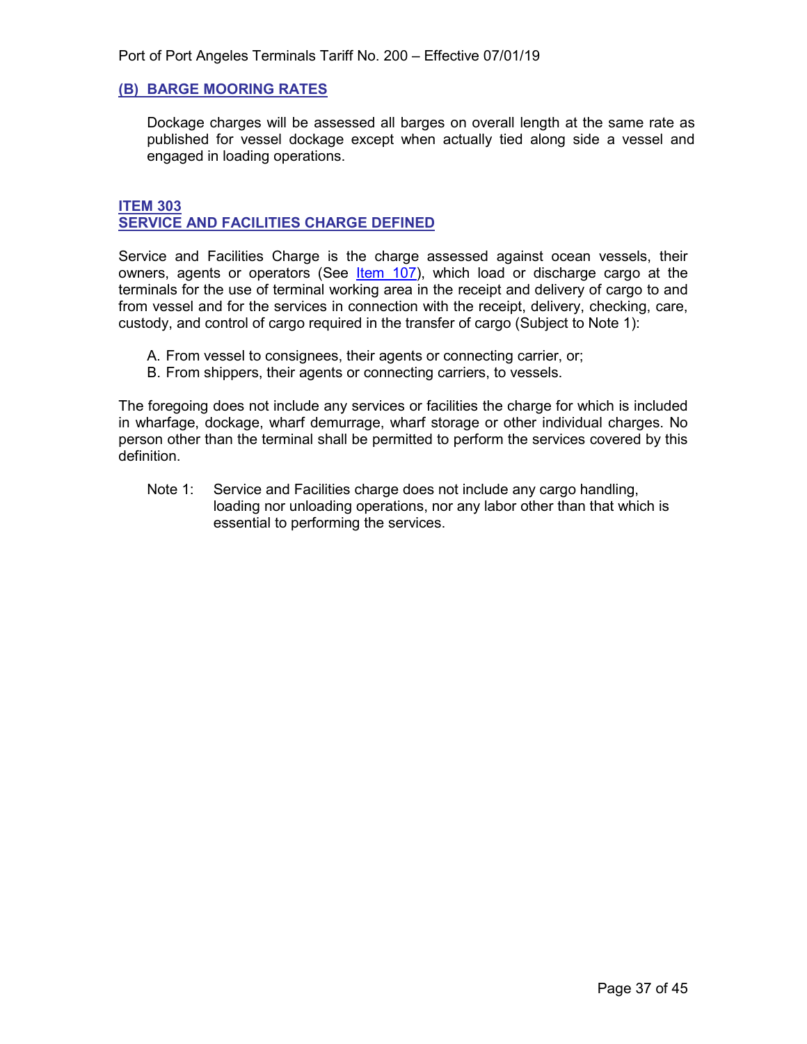## (B) BARGE MOORING RATES

Dockage charges will be assessed all barges on overall length at the same rate as published for vessel dockage except when actually tied along side a vessel and engaged in loading operations.

## ITEM 303
## SERVICE AND FACILITIES CHARGE DEFINED

Service and Facilities Charge is the charge assessed against ocean vessels, their owners, agents or operators (See Item 107), which load or discharge cargo at the terminals for the use of terminal working area in the receipt and delivery of cargo to and from vessel and for the services in connection with the receipt, delivery, checking, care, custody, and control of cargo required in the transfer of cargo (Subject to Note 1):

A. From vessel to consignees, their agents or connecting carrier, or;
B. From shippers, their agents or connecting carriers, to vessels.

The foregoing does not include any services or facilities the charge for which is included in wharfage, dockage, wharf demurrage, wharf storage or other individual charges. No person other than the terminal shall be permitted to perform the services covered by this definition.

Note 1: Service and Facilities charge does not include any cargo handling, loading nor unloading operations, nor any labor other than that which is essential to performing the services.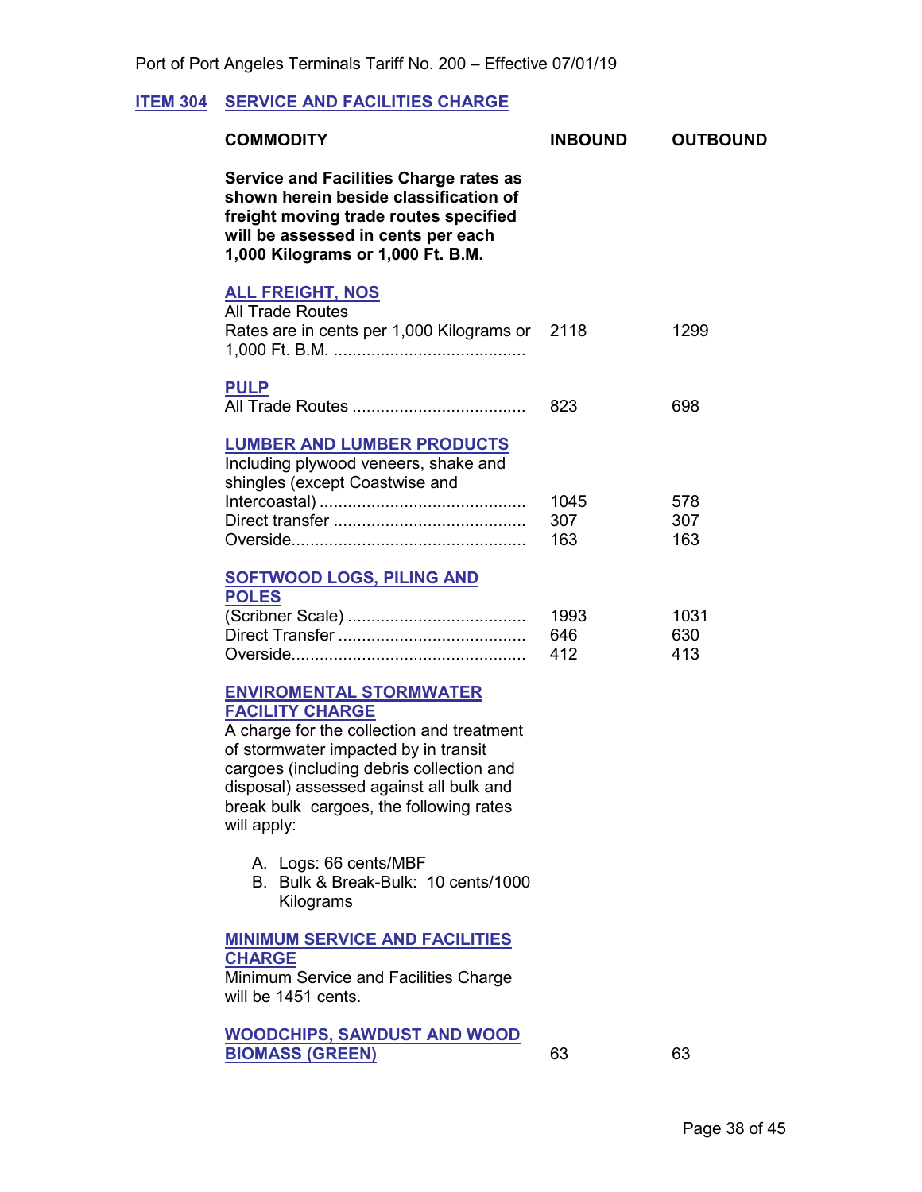Port of Port Angeles Terminals Tariff No. 200 – Effective 07/01/19

## ITEM 304 SERVICE AND FACILITIES CHARGE

| COMMODITY | INBOUND | OUTBOUND |
|---|---|---|
| **Service and Facilities Charge rates as shown herein beside classification of freight moving trade routes specified will be assessed in cents per each 1,000 Kilograms or 1,000 Ft. B.M.** | | |
| **ALL FREIGHT, NOS** | | |
| All Trade Routes | | |
| Rates are in cents per 1,000 Kilograms or 1,000 Ft. B.M. ........................................ | 2118 | 1299 |
| **PULP** | | |
| All Trade Routes .................................... | 823 | 698 |
| **LUMBER AND LUMBER PRODUCTS** | | |
| Including plywood veneers, shake and shingles (except Coastwise and Intercoastal) ........................................... | 1045 | 578 |
| Direct transfer ........................................ | 307 | 307 |
| Overside................................................. | 163 | 163 |
| **SOFTWOOD LOGS, PILING AND POLES** | | |
| (Scribner Scale) ..................................... | 1993 | 1031 |
| Direct Transfer ....................................... | 646 | 630 |
| Overside................................................. | 412 | 413 |

**ENVIROMENTAL STORMWATER FACILITY CHARGE**

A charge for the collection and treatment of stormwater impacted by in transit cargoes (including debris collection and disposal) assessed against all bulk and break bulk cargoes, the following rates will apply:

A. Logs: 66 cents/MBF
B. Bulk & Break-Bulk: 10 cents/1000 Kilograms

**MINIMUM SERVICE AND FACILITIES CHARGE**

Minimum Service and Facilities Charge will be 1451 cents.

| COMMODITY | INBOUND | OUTBOUND |
|---|---|---|
| **WOODCHIPS, SAWDUST AND WOOD BIOMASS (GREEN)** | 63 | 63 |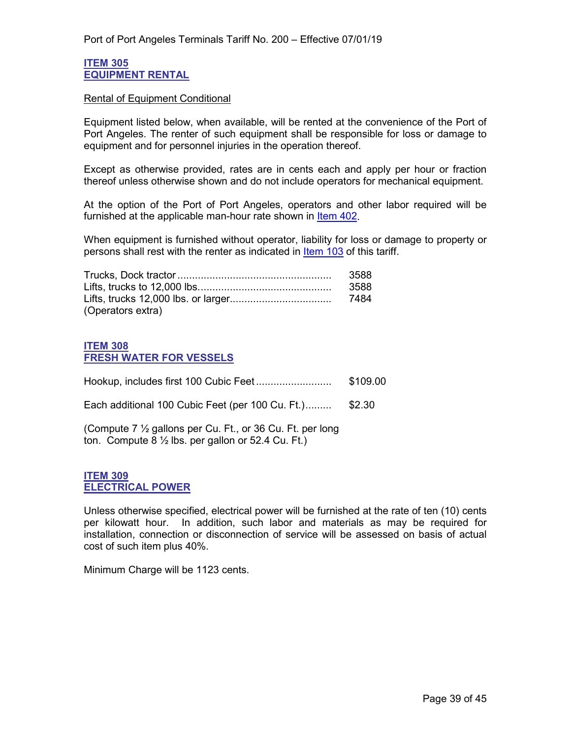## ITEM 305
## EQUIPMENT RENTAL

Rental of Equipment Conditional

Equipment listed below, when available, will be rented at the convenience of the Port of Port Angeles. The renter of such equipment shall be responsible for loss or damage to equipment and for personnel injuries in the operation thereof.

Except as otherwise provided, rates are in cents each and apply per hour or fraction thereof unless otherwise shown and do not include operators for mechanical equipment.

At the option of the Port of Port Angeles, operators and other labor required will be furnished at the applicable man-hour rate shown in Item 402.

When equipment is furnished without operator, liability for loss or damage to property or persons shall rest with the renter as indicated in Item 103 of this tariff.

Trucks, Dock tractor .................................................... 3588
Lifts, trucks to 12,000 lbs............................................ 3588
Lifts, trucks 12,000 lbs. or larger.................................. 7484
(Operators extra)

## ITEM 308
## FRESH WATER FOR VESSELS

Hookup, includes first 100 Cubic Feet .......................... $109.00

Each additional 100 Cubic Feet (per 100 Cu. Ft.)......... $2.30

(Compute 7 ½ gallons per Cu. Ft., or 36 Cu. Ft. per long ton. Compute 8 ½ lbs. per gallon or 52.4 Cu. Ft.)

## ITEM 309
## ELECTRICAL POWER

Unless otherwise specified, electrical power will be furnished at the rate of ten (10) cents per kilowatt hour. In addition, such labor and materials as may be required for installation, connection or disconnection of service will be assessed on basis of actual cost of such item plus 40%.

Minimum Charge will be 1123 cents.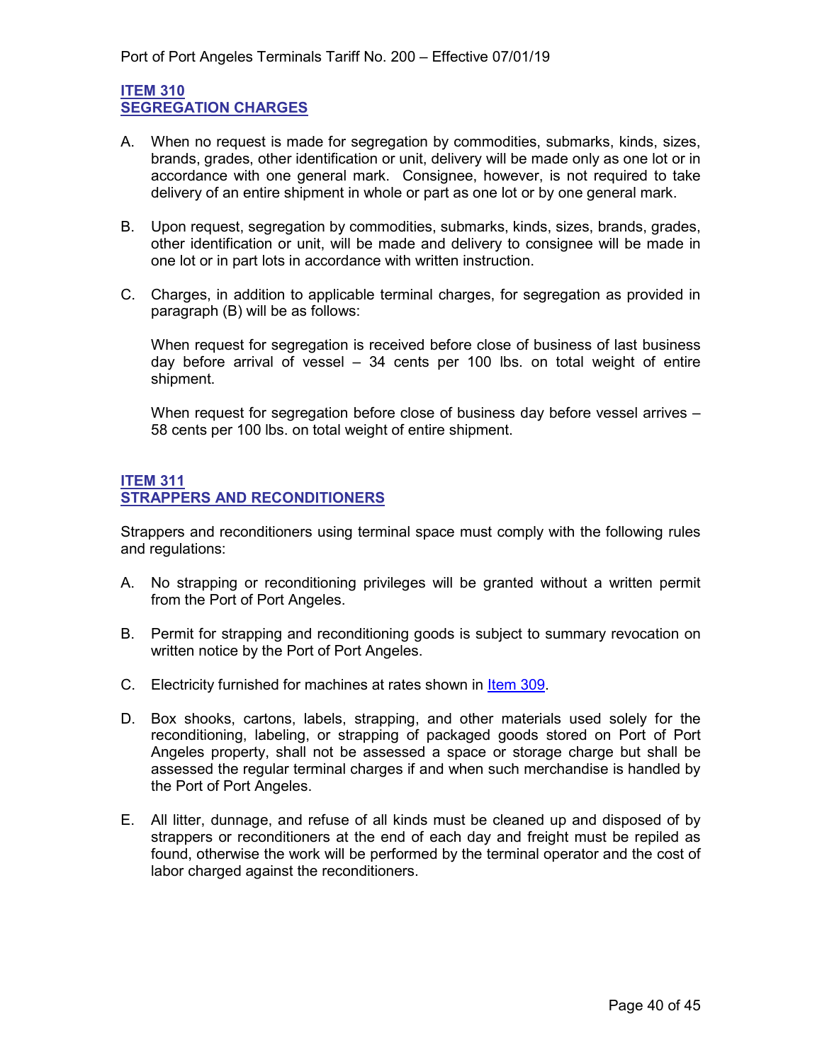## ITEM 310
## SEGREGATION CHARGES

A. When no request is made for segregation by commodities, submarks, kinds, sizes, brands, grades, other identification or unit, delivery will be made only as one lot or in accordance with one general mark. Consignee, however, is not required to take delivery of an entire shipment in whole or part as one lot or by one general mark.

B. Upon request, segregation by commodities, submarks, kinds, sizes, brands, grades, other identification or unit, will be made and delivery to consignee will be made in one lot or in part lots in accordance with written instruction.

C. Charges, in addition to applicable terminal charges, for segregation as provided in paragraph (B) will be as follows:

   When request for segregation is received before close of business of last business day before arrival of vessel – 34 cents per 100 lbs. on total weight of entire shipment.

   When request for segregation before close of business day before vessel arrives – 58 cents per 100 lbs. on total weight of entire shipment.

## ITEM 311
## STRAPPERS AND RECONDITIONERS

Strappers and reconditioners using terminal space must comply with the following rules and regulations:

A. No strapping or reconditioning privileges will be granted without a written permit from the Port of Port Angeles.

B. Permit for strapping and reconditioning goods is subject to summary revocation on written notice by the Port of Port Angeles.

C. Electricity furnished for machines at rates shown in Item 309.

D. Box shooks, cartons, labels, strapping, and other materials used solely for the reconditioning, labeling, or strapping of packaged goods stored on Port of Port Angeles property, shall not be assessed a space or storage charge but shall be assessed the regular terminal charges if and when such merchandise is handled by the Port of Port Angeles.

E. All litter, dunnage, and refuse of all kinds must be cleaned up and disposed of by strappers or reconditioners at the end of each day and freight must be repiled as found, otherwise the work will be performed by the terminal operator and the cost of labor charged against the reconditioners.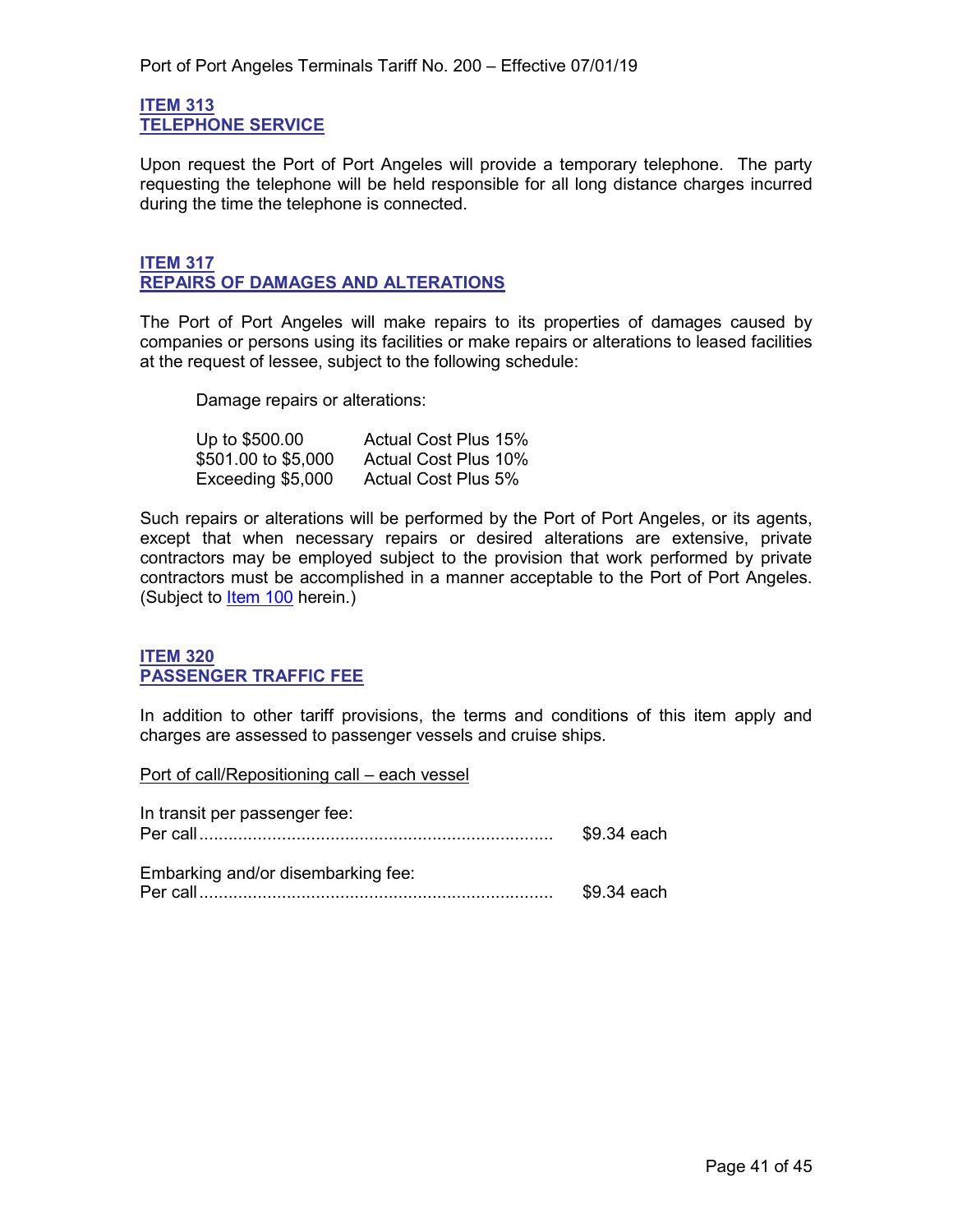## ITEM 313
## TELEPHONE SERVICE

Upon request the Port of Port Angeles will provide a temporary telephone. The party requesting the telephone will be held responsible for all long distance charges incurred during the time the telephone is connected.

## ITEM 317
## REPAIRS OF DAMAGES AND ALTERATIONS

The Port of Port Angeles will make repairs to its properties of damages caused by companies or persons using its facilities or make repairs or alterations to leased facilities at the request of lessee, subject to the following schedule:

Damage repairs or alterations:

| | |
|---|---|
| Up to $500.00 | Actual Cost Plus 15% |
| $501.00 to $5,000 | Actual Cost Plus 10% |
| Exceeding $5,000 | Actual Cost Plus 5% |

Such repairs or alterations will be performed by the Port of Port Angeles, or its agents, except that when necessary repairs or desired alterations are extensive, private contractors may be employed subject to the provision that work performed by private contractors must be accomplished in a manner acceptable to the Port of Port Angeles. (Subject to Item 100 herein.)

## ITEM 320
## PASSENGER TRAFFIC FEE

In addition to other tariff provisions, the terms and conditions of this item apply and charges are assessed to passenger vessels and cruise ships.

Port of call/Repositioning call – each vessel

In transit per passenger fee:
Per call........................................................................ $9.34 each

Embarking and/or disembarking fee:
Per call........................................................................ $9.34 each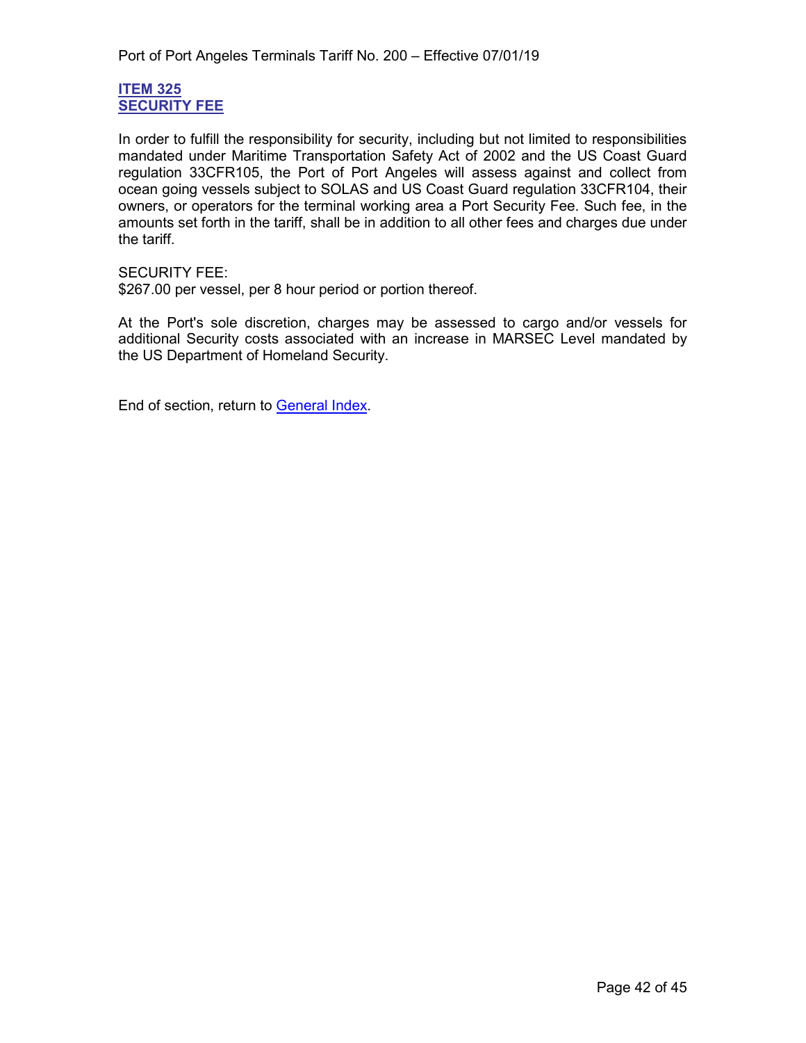## ITEM 325
## SECURITY FEE

In order to fulfill the responsibility for security, including but not limited to responsibilities mandated under Maritime Transportation Safety Act of 2002 and the US Coast Guard regulation 33CFR105, the Port of Port Angeles will assess against and collect from ocean going vessels subject to SOLAS and US Coast Guard regulation 33CFR104, their owners, or operators for the terminal working area a Port Security Fee. Such fee, in the amounts set forth in the tariff, shall be in addition to all other fees and charges due under the tariff.

SECURITY FEE:
$267.00 per vessel, per 8 hour period or portion thereof.

At the Port's sole discretion, charges may be assessed to cargo and/or vessels for additional Security costs associated with an increase in MARSEC Level mandated by the US Department of Homeland Security.

End of section, return to General Index.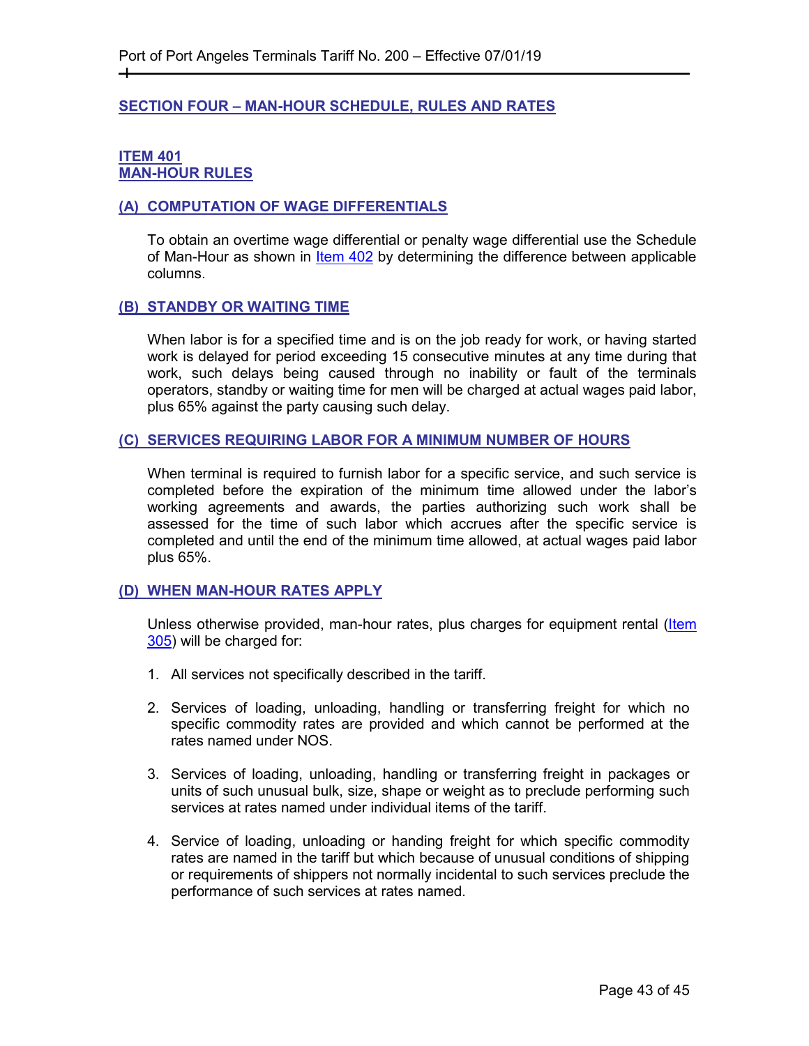## SECTION FOUR – MAN-HOUR SCHEDULE, RULES AND RATES

### ITEM 401
### MAN-HOUR RULES

#### (A) COMPUTATION OF WAGE DIFFERENTIALS

To obtain an overtime wage differential or penalty wage differential use the Schedule of Man-Hour as shown in Item 402 by determining the difference between applicable columns.

#### (B) STANDBY OR WAITING TIME

When labor is for a specified time and is on the job ready for work, or having started work is delayed for period exceeding 15 consecutive minutes at any time during that work, such delays being caused through no inability or fault of the terminals operators, standby or waiting time for men will be charged at actual wages paid labor, plus 65% against the party causing such delay.

#### (C) SERVICES REQUIRING LABOR FOR A MINIMUM NUMBER OF HOURS

When terminal is required to furnish labor for a specific service, and such service is completed before the expiration of the minimum time allowed under the labor's working agreements and awards, the parties authorizing such work shall be assessed for the time of such labor which accrues after the specific service is completed and until the end of the minimum time allowed, at actual wages paid labor plus 65%.

#### (D) WHEN MAN-HOUR RATES APPLY

Unless otherwise provided, man-hour rates, plus charges for equipment rental (Item 305) will be charged for:

1. All services not specifically described in the tariff.

2. Services of loading, unloading, handling or transferring freight for which no specific commodity rates are provided and which cannot be performed at the rates named under NOS.

3. Services of loading, unloading, handling or transferring freight in packages or units of such unusual bulk, size, shape or weight as to preclude performing such services at rates named under individual items of the tariff.

4. Service of loading, unloading or handing freight for which specific commodity rates are named in the tariff but which because of unusual conditions of shipping or requirements of shippers not normally incidental to such services preclude the performance of such services at rates named.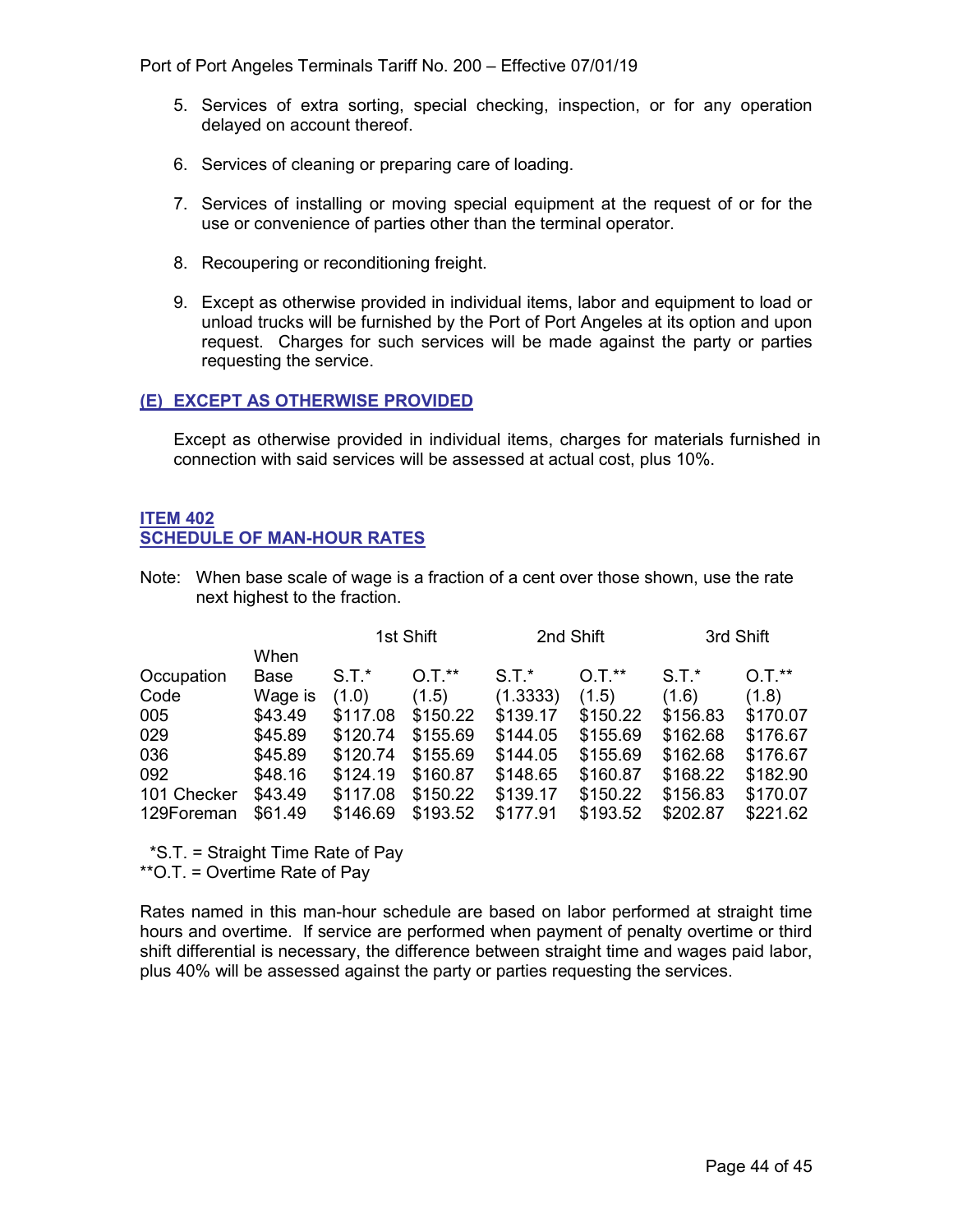5. Services of extra sorting, special checking, inspection, or for any operation delayed on account thereof.

6. Services of cleaning or preparing care of loading.

7. Services of installing or moving special equipment at the request of or for the use or convenience of parties other than the terminal operator.

8. Recoupering or reconditioning freight.

9. Except as otherwise provided in individual items, labor and equipment to load or unload trucks will be furnished by the Port of Port Angeles at its option and upon request. Charges for such services will be made against the party or parties requesting the service.

## (E) EXCEPT AS OTHERWISE PROVIDED

Except as otherwise provided in individual items, charges for materials furnished in connection with said services will be assessed at actual cost, plus 10%.

## ITEM 402
## SCHEDULE OF MAN-HOUR RATES

Note: When base scale of wage is a fraction of a cent over those shown, use the rate next highest to the fraction.

| | | 1st Shift | | 2nd Shift | | 3rd Shift | |
|---|---|---|---|---|---|---|---|
| Occupation Code | When Base Wage is | S.T.* (1.0) | O.T.** (1.5) | S.T.* (1.3333) | O.T.** (1.5) | S.T.* (1.6) | O.T.** (1.8) |
| 005 | $43.49 | $117.08 | $150.22 | $139.17 | $150.22 | $156.83 | $170.07 |
| 029 | $45.89 | $120.74 | $155.69 | $144.05 | $155.69 | $162.68 | $176.67 |
| 036 | $45.89 | $120.74 | $155.69 | $144.05 | $155.69 | $162.68 | $176.67 |
| 092 | $48.16 | $124.19 | $160.87 | $148.65 | $160.87 | $168.22 | $182.90 |
| 101 Checker | $43.49 | $117.08 | $150.22 | $139.17 | $150.22 | $156.83 | $170.07 |
| 129Foreman | $61.49 | $146.69 | $193.52 | $177.91 | $193.52 | $202.87 | $221.62 |

*S.T. = Straight Time Rate of Pay
**O.T. = Overtime Rate of Pay

Rates named in this man-hour schedule are based on labor performed at straight time hours and overtime. If service are performed when payment of penalty overtime or third shift differential is necessary, the difference between straight time and wages paid labor, plus 40% will be assessed against the party or parties requesting the services.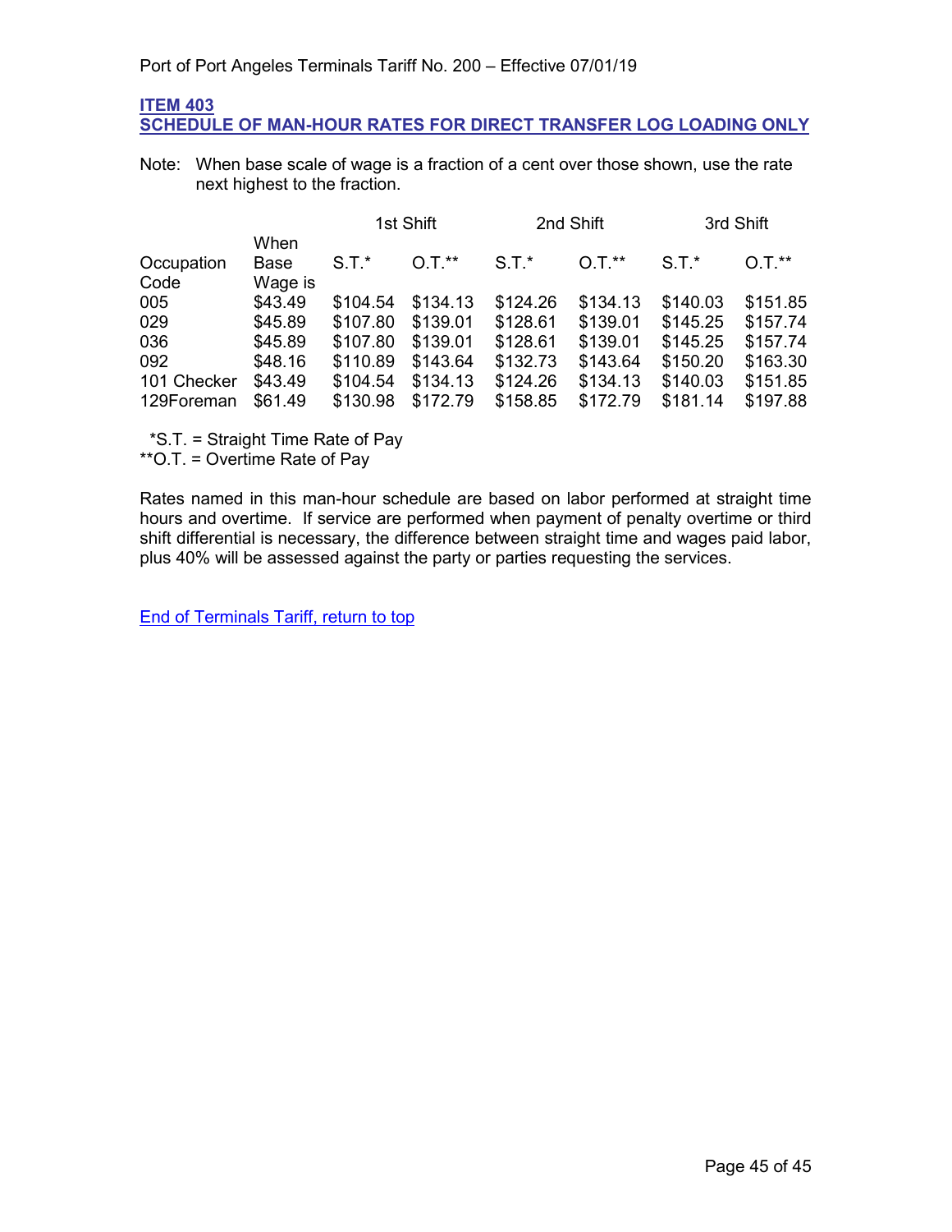## ITEM 403
## SCHEDULE OF MAN-HOUR RATES FOR DIRECT TRANSFER LOG LOADING ONLY

Note: When base scale of wage is a fraction of a cent over those shown, use the rate next highest to the fraction.

| | | 1st Shift | | 2nd Shift | | 3rd Shift | |
|---|---|---|---|---|---|---|---|
| Occupation Code | When Base Wage is | S.T.* | O.T.** | S.T.* | O.T.** | S.T.* | O.T.** |
| 005 | $43.49 | $104.54 | $134.13 | $124.26 | $134.13 | $140.03 | $151.85 |
| 029 | $45.89 | $107.80 | $139.01 | $128.61 | $139.01 | $145.25 | $157.74 |
| 036 | $45.89 | $107.80 | $139.01 | $128.61 | $139.01 | $145.25 | $157.74 |
| 092 | $48.16 | $110.89 | $143.64 | $132.73 | $143.64 | $150.20 | $163.30 |
| 101 Checker | $43.49 | $104.54 | $134.13 | $124.26 | $134.13 | $140.03 | $151.85 |
| 129Foreman | $61.49 | $130.98 | $172.79 | $158.85 | $172.79 | $181.14 | $197.88 |

*S.T. = Straight Time Rate of Pay
**O.T. = Overtime Rate of Pay

Rates named in this man-hour schedule are based on labor performed at straight time hours and overtime. If service are performed when payment of penalty overtime or third shift differential is necessary, the difference between straight time and wages paid labor, plus 40% will be assessed against the party or parties requesting the services.

End of Terminals Tariff, return to top